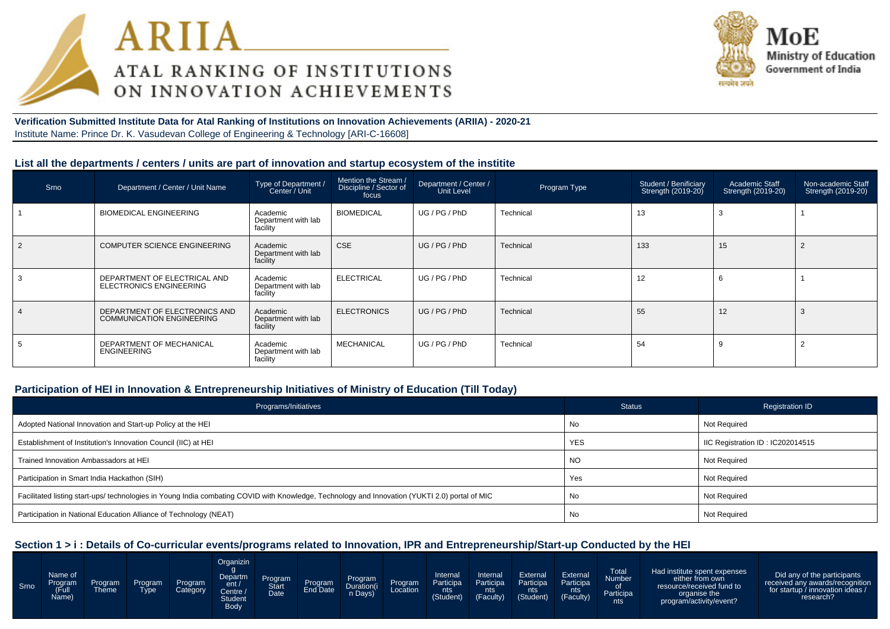# ARIIA
## ATAL RANKING OF INSTITUTIONS ON INNOVATION ACHIEVEMENTS

**MoE**
Ministry of Education
Government of India

**Verification Submitted Institute Data for Atal Ranking of Institutions on Innovation Achievements (ARIIA) - 2020-21**
Institute Name: Prince Dr. K. Vasudevan College of Engineering & Technology [ARI-C-16608]

### List all the departments / centers / units are part of innovation and startup ecosystem of the institite

| Srno | Department / Center / Unit Name | Type of Department / Center / Unit | Mention the Stream / Discipline / Sector of focus | Department / Center / Unit Level | Program Type | Student / Benificiary Strength (2019-20) | Academic Staff Strength (2019-20) | Non-academic Staff Strength (2019-20) |
|---|---|---|---|---|---|---|---|---|
| 1 | BIOMEDICAL ENGINEERING | Academic Department with lab facility | BIOMEDICAL | UG / PG / PhD | Technical | 13 | 3 | 1 |
| 2 | COMPUTER SCIENCE ENGINEERING | Academic Department with lab facility | CSE | UG / PG / PhD | Technical | 133 | 15 | 2 |
| 3 | DEPARTMENT OF ELECTRICAL AND ELECTRONICS ENGINEERING | Academic Department with lab facility | ELECTRICAL | UG / PG / PhD | Technical | 12 | 6 | 1 |
| 4 | DEPARTMENT OF ELECTRONICS AND COMMUNICATION ENGINEERING | Academic Department with lab facility | ELECTRONICS | UG / PG / PhD | Technical | 55 | 12 | 3 |
| 5 | DEPARTMENT OF MECHANICAL ENGINEERING | Academic Department with lab facility | MECHANICAL | UG / PG / PhD | Technical | 54 | 9 | 2 |

### Participation of HEI in Innovation & Entrepreneurship Initiatives of Ministry of Education (Till Today)

| Programs/Initiatives | Status | Registration ID |
|---|---|---|
| Adopted National Innovation and Start-up Policy at the HEI | No | Not Required |
| Establishment of Institution's Innovation Council (IIC) at HEI | YES | IIC Registration ID : IC202014515 |
| Trained Innovation Ambassadors at HEI | NO | Not Required |
| Participation in Smart India Hackathon (SIH) | Yes | Not Required |
| Facilitated listing start-ups/ technologies in Young India combating COVID with Knowledge, Technology and Innovation (YUKTI 2.0) portal of MIC | No | Not Required |
| Participation in National Education Alliance of Technology (NEAT) | No | Not Required |

### Section 1 > i : Details of Co-curricular events/programs related to Innovation, IPR and Entrepreneurship/Start-up Conducted by the HEI

| Srno | Name of Program (Full Name) | Program Theme | Program Type | Program Category | Organizing Department / Centre / Student Body | Program Start Date | Program End Date | Program Duration(in Days) | Program Location | Internal Participants (Student) | Internal Participants (Faculty) | External Participants (Student) | External Participants (Faculty) | Total Number of Participants | Had institute spent expenses either from own resource/received fund to organise the program/activity/event? | Did any of the participants received any awards/recognition for startup / innovation ideas / research? |
|---|---|---|---|---|---|---|---|---|---|---|---|---|---|---|---|---|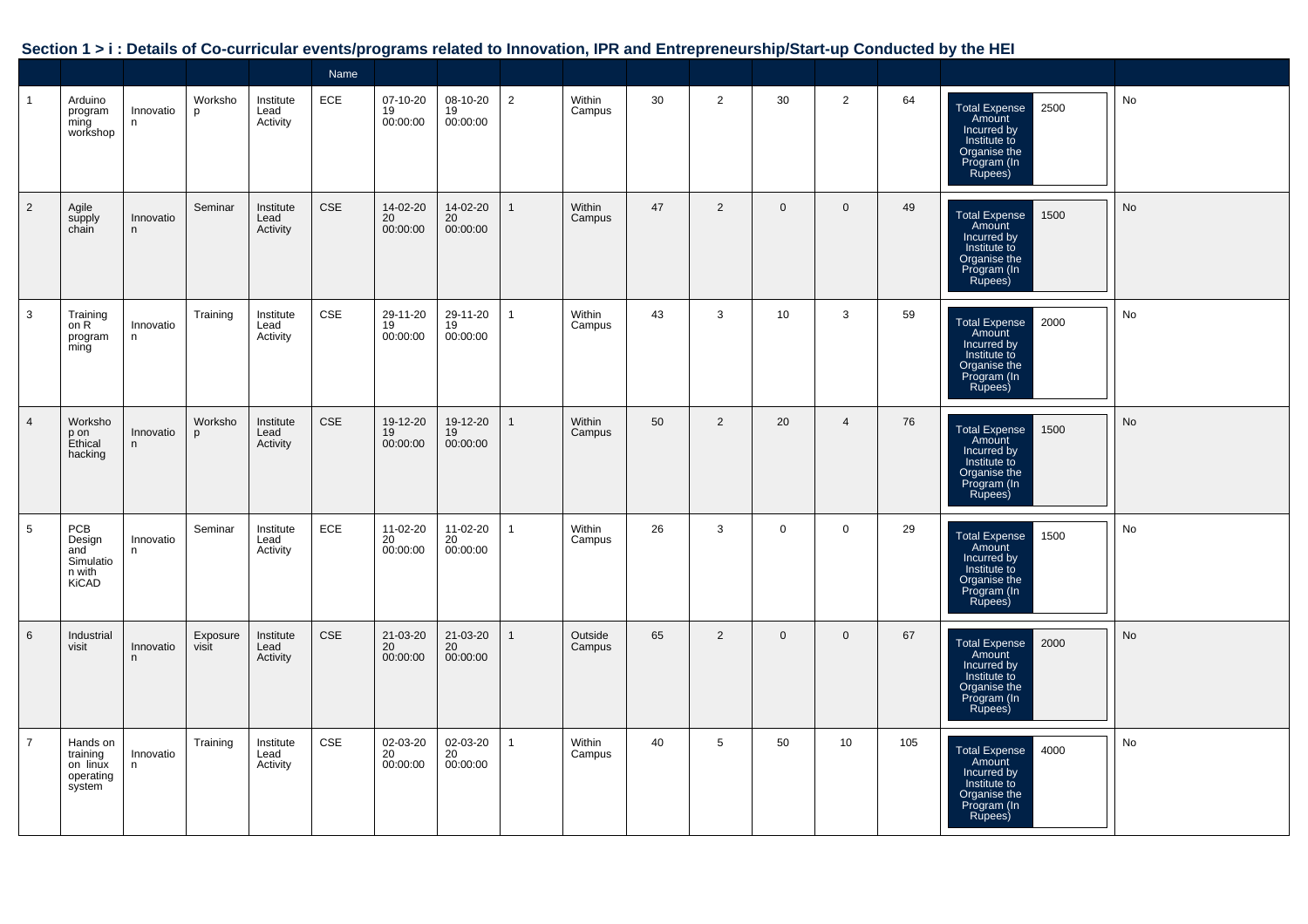## Section 1 > i : Details of Co-curricular events/programs related to Innovation, IPR and Entrepreneurship/Start-up Conducted by the HEI

| | | | | | Name | | | | | | | | | | | |
|---|---|---|---|---|---|---|---|---|---|---|---|---|---|---|---|---|
| 1 | Arduino programming workshop | Innovation | Workshop | Institute Lead Activity | ECE | 07-10-2019 00:00:00 | 08-10-2019 00:00:00 | 2 | Within Campus | 30 | 2 | 30 | 2 | 64 | Total Expense Amount Incurred by Institute to Organise the Program (In Rupees) 2500 | No |
| 2 | Agile supply chain | Innovation | Seminar | Institute Lead Activity | CSE | 14-02-2020 00:00:00 | 14-02-2020 00:00:00 | 1 | Within Campus | 47 | 2 | 0 | 0 | 49 | Total Expense Amount Incurred by Institute to Organise the Program (In Rupees) 1500 | No |
| 3 | Training on R programming | Innovation | Training | Institute Lead Activity | CSE | 29-11-2019 00:00:00 | 29-11-2019 00:00:00 | 1 | Within Campus | 43 | 3 | 10 | 3 | 59 | Total Expense Amount Incurred by Institute to Organise the Program (In Rupees) 2000 | No |
| 4 | Workshop on Ethical hacking | Innovation | Workshop | Institute Lead Activity | CSE | 19-12-2019 00:00:00 | 19-12-2019 00:00:00 | 1 | Within Campus | 50 | 2 | 20 | 4 | 76 | Total Expense Amount Incurred by Institute to Organise the Program (In Rupees) 1500 | No |
| 5 | PCB Design and Simulation with KiCAD | Innovation | Seminar | Institute Lead Activity | ECE | 11-02-2020 00:00:00 | 11-02-2020 00:00:00 | 1 | Within Campus | 26 | 3 | 0 | 0 | 29 | Total Expense Amount Incurred by Institute to Organise the Program (In Rupees) 1500 | No |
| 6 | Industrial visit | Innovation | Exposure visit | Institute Lead Activity | CSE | 21-03-2020 00:00:00 | 21-03-2020 00:00:00 | 1 | Outside Campus | 65 | 2 | 0 | 0 | 67 | Total Expense Amount Incurred by Institute to Organise the Program (In Rupees) 2000 | No |
| 7 | Hands on training on linux operating system | Innovation | Training | Institute Lead Activity | CSE | 02-03-2020 00:00:00 | 02-03-2020 00:00:00 | 1 | Within Campus | 40 | 5 | 50 | 10 | 105 | Total Expense Amount Incurred by Institute to Organise the Program (In Rupees) 4000 | No |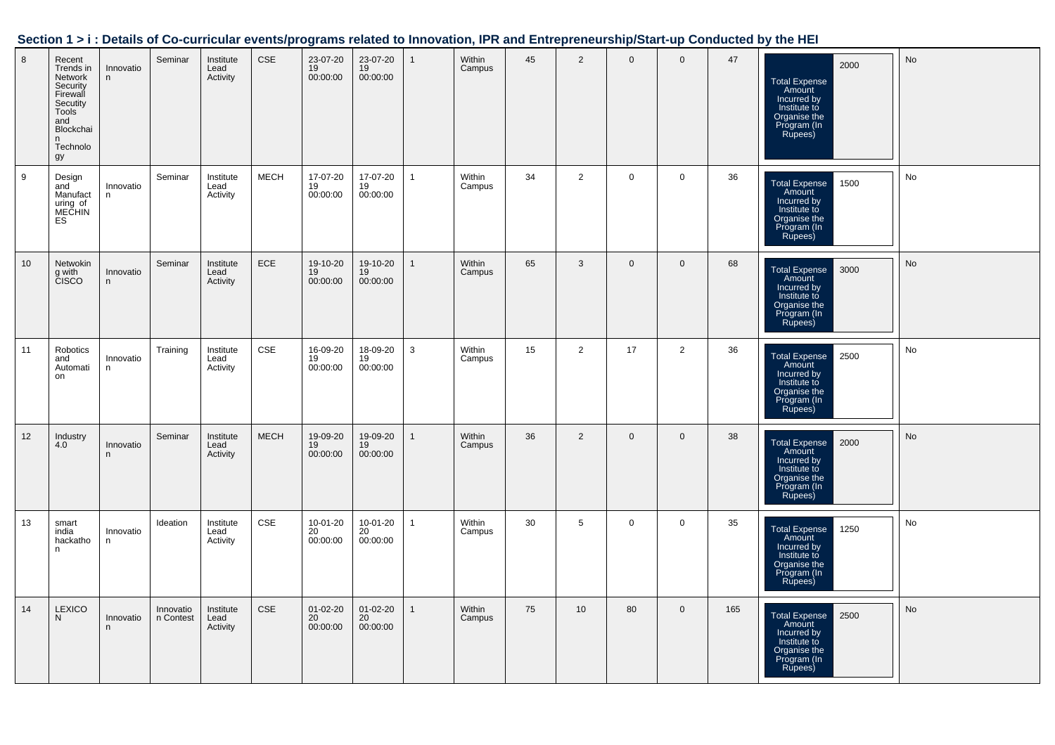## Section 1 > i : Details of Co-curricular events/programs related to Innovation, IPR and Entrepreneurship/Start-up Conducted by the HEI

| | | | | | | | | | | | | | | | | |
|---|---|---|---|---|---|---|---|---|---|---|---|---|---|---|---|---|
| 8 | Recent Trends in Network Security Firewall Secutity Tools and Blockchain Technology | Innovation | Seminar | Institute Lead Activity | CSE | 23-07-2019 00:00:00 | 23-07-2019 00:00:00 | 1 | Within Campus | 45 | 2 | 0 | 0 | 47 | Total Expense Amount Incurred by Institute to Organise the Program (In Rupees): 2000 | No |
| 9 | Design and Manufacturing of MECHINES | Innovation | Seminar | Institute Lead Activity | MECH | 17-07-2019 00:00:00 | 17-07-2019 00:00:00 | 1 | Within Campus | 34 | 2 | 0 | 0 | 36 | Total Expense Amount Incurred by Institute to Organise the Program (In Rupees): 1500 | No |
| 10 | Netwoking with CISCO | Innovation | Seminar | Institute Lead Activity | ECE | 19-10-2019 00:00:00 | 19-10-2019 00:00:00 | 1 | Within Campus | 65 | 3 | 0 | 0 | 68 | Total Expense Amount Incurred by Institute to Organise the Program (In Rupees): 3000 | No |
| 11 | Robotics and Automation | Innovation | Training | Institute Lead Activity | CSE | 16-09-2019 00:00:00 | 18-09-2019 00:00:00 | 3 | Within Campus | 15 | 2 | 17 | 2 | 36 | Total Expense Amount Incurred by Institute to Organise the Program (In Rupees): 2500 | No |
| 12 | Industry 4.0 | Innovation | Seminar | Institute Lead Activity | MECH | 19-09-2019 00:00:00 | 19-09-2019 00:00:00 | 1 | Within Campus | 36 | 2 | 0 | 0 | 38 | Total Expense Amount Incurred by Institute to Organise the Program (In Rupees): 2000 | No |
| 13 | smart india hackathon | Innovation | Ideation | Institute Lead Activity | CSE | 10-01-2020 00:00:00 | 10-01-2020 00:00:00 | 1 | Within Campus | 30 | 5 | 0 | 0 | 35 | Total Expense Amount Incurred by Institute to Organise the Program (In Rupees): 1250 | No |
| 14 | LEXICON | Innovation | Innovation Contest | Institute Lead Activity | CSE | 01-02-2020 00:00:00 | 01-02-2020 00:00:00 | 1 | Within Campus | 75 | 10 | 80 | 0 | 165 | Total Expense Amount Incurred by Institute to Organise the Program (In Rupees): 2500 | No |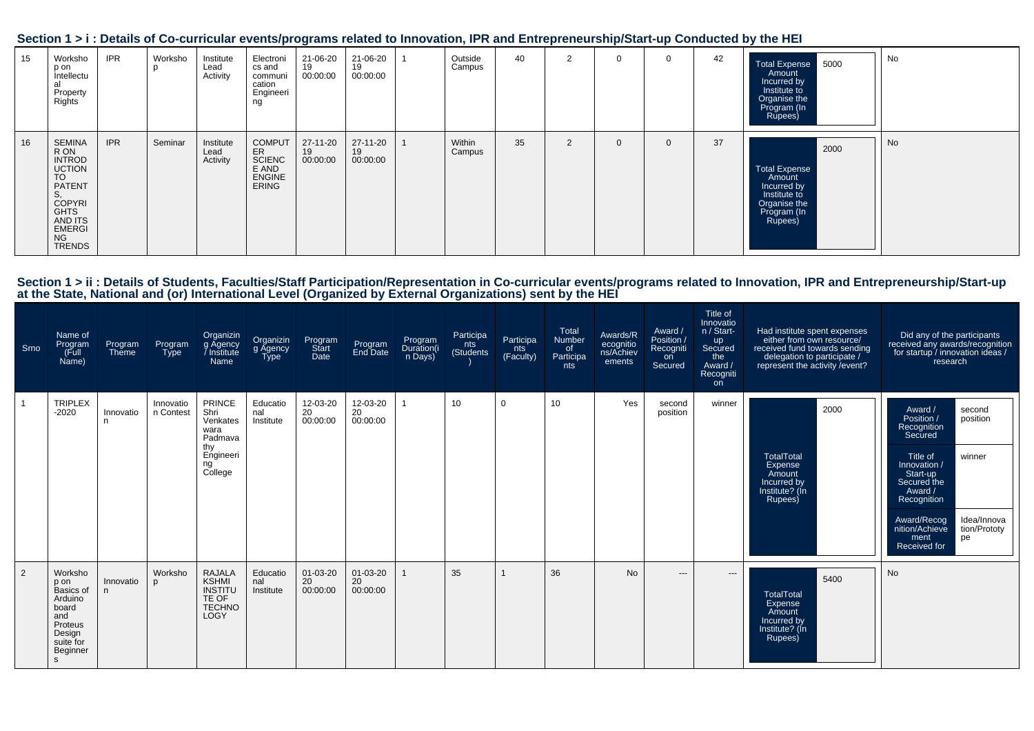## Section 1 > i : Details of Co-curricular events/programs related to Innovation, IPR and Entrepreneurship/Start-up Conducted by the HEI

| | | | | | | | | | | | | | | | | |
|---|---|---|---|---|---|---|---|---|---|---|---|---|---|---|---|---|
| 15 | Workshop on Intellectual Property Rights | IPR | Workshop | Institute Lead Activity | Electronics and communication Engineering | 21-06-2019 00:00:00 | 21-06-2019 00:00:00 | 1 | Outside Campus | 40 | 2 | 0 | 0 | 42 | Total Expense Amount Incurred by Institute to Organise the Program (In Rupees): 5000 | No |
| 16 | SEMINAR ON INTRODUCTION TO PATENTS, COPYRIGHTS AND ITS EMERGING TRENDS | IPR | Seminar | Institute Lead Activity | COMPUTER SCIENCE AND ENGINEERING | 27-11-2019 00:00:00 | 27-11-2019 00:00:00 | 1 | Within Campus | 35 | 2 | 0 | 0 | 37 | Total Expense Amount Incurred by Institute to Organise the Program (In Rupees): 2000 | No |

## Section 1 > ii : Details of Students, Faculties/Staff Participation/Representation in Co-curricular events/programs related to Innovation, IPR and Entrepreneurship/Start-up at the State, National and (or) International Level (Organized by External Organizations) sent by the HEI

| Srno | Name of Program (Full Name) | Program Theme | Program Type | Organizing Agency / Institute Name | Organizing Agency Type | Program Start Date | Program End Date | Program Duration(in Days) | Participants (Students) | Participants (Faculty) | Total Number of Participants | Awards/Recognitions/Achievements | Award / Position / Recognition Secured | Title of Innovation / Start-up Secured the Award / Recognition | Had institute spent expenses either from own resource/ received fund towards sending delegation to participate / represent the activity /event? | Did any of the participants received any awards/recognition for startup / innovation ideas / research |
|---|---|---|---|---|---|---|---|---|---|---|---|---|---|---|---|---|
| 1 | TRIPLEX-2020 | Innovation | Innovation Contest | PRINCE Shri Venkateswara Padmavathy Engineering College | Educational Institute | 12-03-2020 00:00:00 | 12-03-2020 00:00:00 | 1 | 10 | 0 | 10 | Yes | second position | winner | TotalTotal Expense Amount Incurred by Institute? (In Rupees): 2000 | Award / Position / Recognition Secured: second position; Title of Innovation / Start-up Secured the Award / Recognition: winner; Award/Recognition/Achievement Received for: Idea/Innovation/Prototype |
| 2 | Workshop on Basics of Arduino board and Proteus Design suite for Beginners | Innovation | Workshop | RAJALAKSHMI INSTITUTE OF TECHNOLOGY | Educational Institute | 01-03-2020 00:00:00 | 01-03-2020 00:00:00 | 1 | 35 | 1 | 36 | No | --- | --- | TotalTotal Expense Amount Incurred by Institute? (In Rupees): 5400 | No |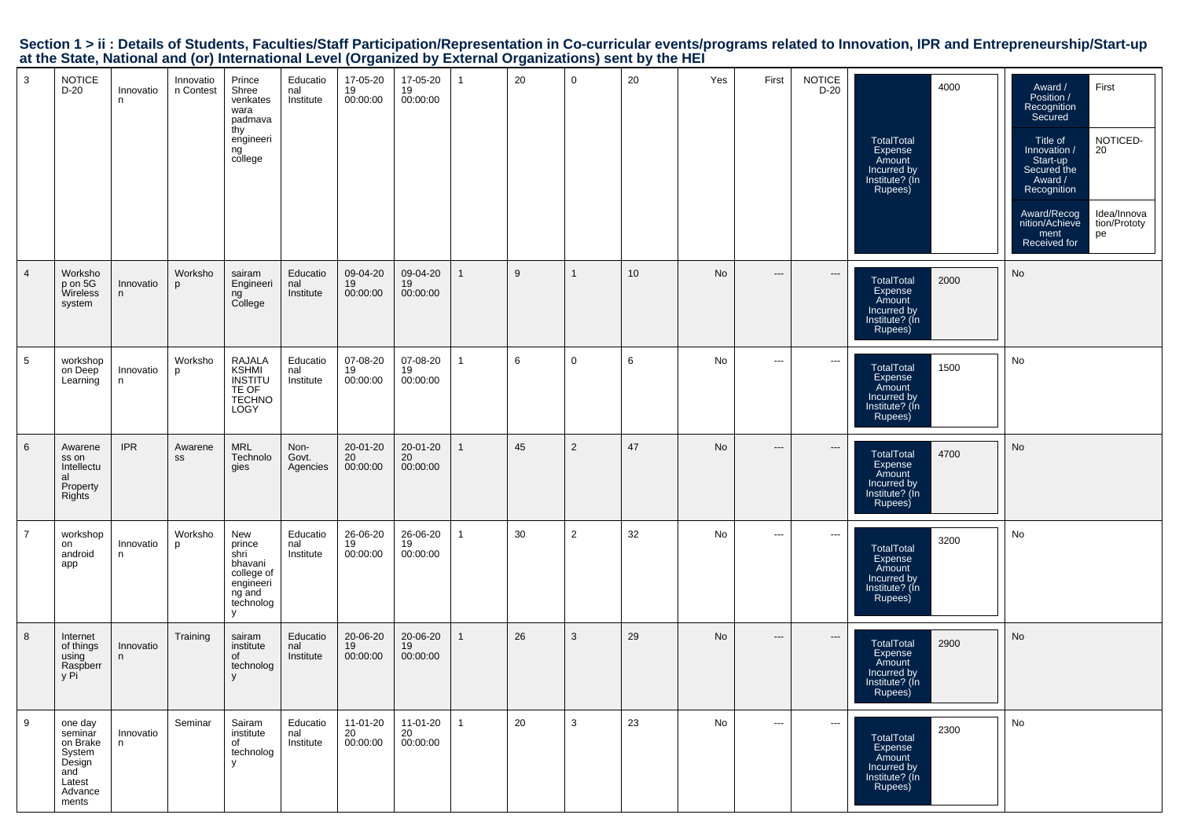## Section 1 > ii : Details of Students, Faculties/Staff Participation/Representation in Co-curricular events/programs related to Innovation, IPR and Entrepreneurship/Start-up at the State, National and (or) International Level (Organized by External Organizations) sent by the HEI

| | | | | | | | | | | | | | | | | |
|---|---|---|---|---|---|---|---|---|---|---|---|---|---|---|---|---|
| 3 | NOTICE D-20 | Innovation | Innovation Contest | Prince Shree venkateswara padmavathy engineering college | Educational Institute | 17-05-2019 00:00:00 | 17-05-2019 00:00:00 | 1 | 20 | 0 | 20 | Yes | First | NOTICE D-20 | TotalTotal Expense Amount Incurred by Institute? (In Rupees): 4000 | Award / Position / Recognition Secured: First; Title of Innovation / Start-up Secured the Award / Recognition: NOTICED-20; Award/Recognition/Achievement Received for: Idea/Innovation/Prototype |
| 4 | Workshop on 5G Wireless system | Innovation | Workshop | sairam Engineering College | Educational Institute | 09-04-2019 00:00:00 | 09-04-2019 00:00:00 | 1 | 9 | 1 | 10 | No | --- | --- | TotalTotal Expense Amount Incurred by Institute? (In Rupees): 2000 | No |
| 5 | workshop on Deep Learning | Innovation | Workshop | RAJALAKSHMI INSTITUTE OF TECHNOLOGY | Educational Institute | 07-08-2019 00:00:00 | 07-08-2019 00:00:00 | 1 | 6 | 0 | 6 | No | --- | --- | TotalTotal Expense Amount Incurred by Institute? (In Rupees): 1500 | No |
| 6 | Awareness on Intellectual Property Rights | IPR | Awareness | MRL Technologies | Non-Govt. Agencies | 20-01-2020 00:00:00 | 20-01-2020 00:00:00 | 1 | 45 | 2 | 47 | No | --- | --- | TotalTotal Expense Amount Incurred by Institute? (In Rupees): 4700 | No |
| 7 | workshop on android app | Innovation | Workshop | New prince shri bhavani college of engineering and technology | Educational Institute | 26-06-2019 00:00:00 | 26-06-2019 00:00:00 | 1 | 30 | 2 | 32 | No | --- | --- | TotalTotal Expense Amount Incurred by Institute? (In Rupees): 3200 | No |
| 8 | Internet of things using Raspberry Pi | Innovation | Training | sairam institute of technology | Educational Institute | 20-06-2019 00:00:00 | 20-06-2019 00:00:00 | 1 | 26 | 3 | 29 | No | --- | --- | TotalTotal Expense Amount Incurred by Institute? (In Rupees): 2900 | No |
| 9 | one day seminar on Brake System Design and Latest Advancements | Innovation | Seminar | Sairam institute of technology | Educational Institute | 11-01-2020 00:00:00 | 11-01-2020 00:00:00 | 1 | 20 | 3 | 23 | No | --- | --- | TotalTotal Expense Amount Incurred by Institute? (In Rupees): 2300 | No |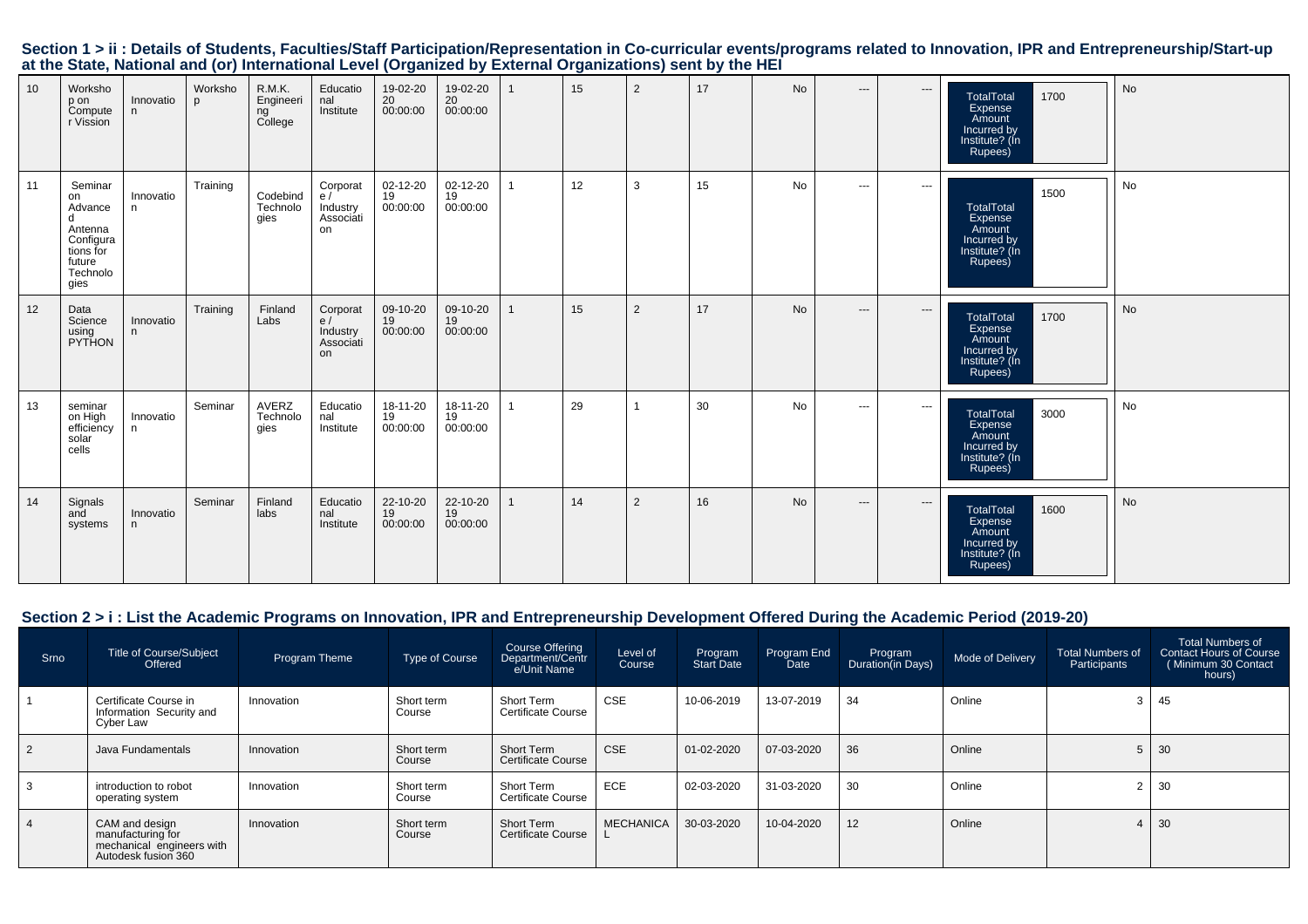## Section 1 > ii : Details of Students, Faculties/Staff Participation/Representation in Co-curricular events/programs related to Innovation, IPR and Entrepreneurship/Start-up at the State, National and (or) International Level (Organized by External Organizations) sent by the HEI

| | | | | | | | | | | | | | | | | |
|---|---|---|---|---|---|---|---|---|---|---|---|---|---|---|---|---|
| 10 | Workshop on Computer Vission | Innovation | Workshop | R.M.K. Engineering College | Educational Institute | 19-02-2020 00:00:00 | 19-02-2020 00:00:00 | 1 | 15 | 2 | 17 | No | --- | --- | TotalTotal Expense Amount Incurred by Institute? (In Rupees) 1700 | No |
| 11 | Seminar on Advanced Antenna Configurations for future Technologies | Innovation | Training | Codebind Technologies | Corporate / Industry Association | 02-12-2019 00:00:00 | 02-12-2019 00:00:00 | 1 | 12 | 3 | 15 | No | --- | --- | TotalTotal Expense Amount Incurred by Institute? (In Rupees) 1500 | No |
| 12 | Data Science using PYTHON | Innovation | Training | Finland Labs | Corporate / Industry Association | 09-10-2019 00:00:00 | 09-10-2019 00:00:00 | 1 | 15 | 2 | 17 | No | --- | --- | TotalTotal Expense Amount Incurred by Institute? (In Rupees) 1700 | No |
| 13 | seminar on High efficiency solar cells | Innovation | Seminar | AVERZ Technologies | Educational Institute | 18-11-2019 00:00:00 | 18-11-2019 00:00:00 | 1 | 29 | 1 | 30 | No | --- | --- | TotalTotal Expense Amount Incurred by Institute? (In Rupees) 3000 | No |
| 14 | Signals and systems | Innovation | Seminar | Finland labs | Educational Institute | 22-10-2019 00:00:00 | 22-10-2019 00:00:00 | 1 | 14 | 2 | 16 | No | --- | --- | TotalTotal Expense Amount Incurred by Institute? (In Rupees) 1600 | No |

## Section 2 > i : List the Academic Programs on Innovation, IPR and Entrepreneurship Development Offered During the Academic Period (2019-20)

| Srno | Title of Course/Subject Offered | Program Theme | Type of Course | Course Offering Department/Centre/Unit Name | Level of Course | Program Start Date | Program End Date | Program Duration(in Days) | Mode of Delivery | Total Numbers of Participants | Total Numbers of Contact Hours of Course ( Minimum 30 Contact hours) |
|---|---|---|---|---|---|---|---|---|---|---|---|
| 1 | Certificate Course in Information Security and Cyber Law | Innovation | Short term Course | Short Term Certificate Course | CSE | 10-06-2019 | 13-07-2019 | 34 | Online | 3 | 45 |
| 2 | Java Fundamentals | Innovation | Short term Course | Short Term Certificate Course | CSE | 01-02-2020 | 07-03-2020 | 36 | Online | 5 | 30 |
| 3 | introduction to robot operating system | Innovation | Short term Course | Short Term Certificate Course | ECE | 02-03-2020 | 31-03-2020 | 30 | Online | 2 | 30 |
| 4 | CAM and design manufacturing for mechanical engineers with Autodesk fusion 360 | Innovation | Short term Course | Short Term Certificate Course | MECHANICAL | 30-03-2020 | 10-04-2020 | 12 | Online | 4 | 30 |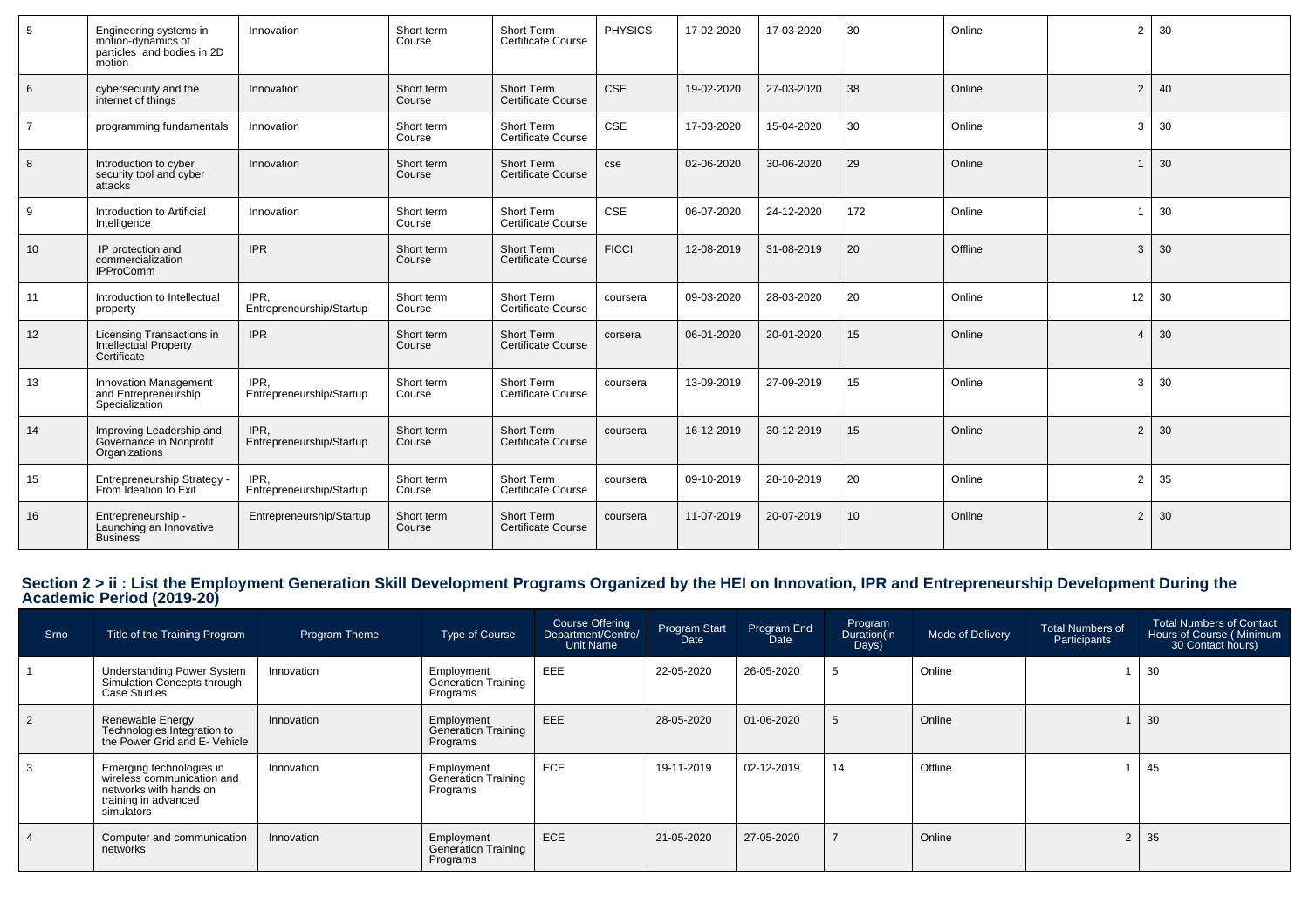| 5 | Engineering systems in motion-dynamics of particles and bodies in 2D motion | Innovation | Short term Course | Short Term Certificate Course | PHYSICS | 17-02-2020 | 17-03-2020 | 30 | Online | 2 | 30 |
|---|---|---|---|---|---|---|---|---|---|---|---|
| 6 | cybersecurity and the internet of things | Innovation | Short term Course | Short Term Certificate Course | CSE | 19-02-2020 | 27-03-2020 | 38 | Online | 2 | 40 |
| 7 | programming fundamentals | Innovation | Short term Course | Short Term Certificate Course | CSE | 17-03-2020 | 15-04-2020 | 30 | Online | 3 | 30 |
| 8 | Introduction to cyber security tool and cyber attacks | Innovation | Short term Course | Short Term Certificate Course | cse | 02-06-2020 | 30-06-2020 | 29 | Online | 1 | 30 |
| 9 | Introduction to Artificial Intelligence | Innovation | Short term Course | Short Term Certificate Course | CSE | 06-07-2020 | 24-12-2020 | 172 | Online | 1 | 30 |
| 10 | IP protection and commercialization IPProComm | IPR | Short term Course | Short Term Certificate Course | FICCI | 12-08-2019 | 31-08-2019 | 20 | Offline | 3 | 30 |
| 11 | Introduction to Intellectual property | IPR, Entrepreneurship/Startup | Short term Course | Short Term Certificate Course | coursera | 09-03-2020 | 28-03-2020 | 20 | Online | 12 | 30 |
| 12 | Licensing Transactions in Intellectual Property Certificate | IPR | Short term Course | Short Term Certificate Course | corsera | 06-01-2020 | 20-01-2020 | 15 | Online | 4 | 30 |
| 13 | Innovation Management and Entrepreneurship Specialization | IPR, Entrepreneurship/Startup | Short term Course | Short Term Certificate Course | coursera | 13-09-2019 | 27-09-2019 | 15 | Online | 3 | 30 |
| 14 | Improving Leadership and Governance in Nonprofit Organizations | IPR, Entrepreneurship/Startup | Short term Course | Short Term Certificate Course | coursera | 16-12-2019 | 30-12-2019 | 15 | Online | 2 | 30 |
| 15 | Entrepreneurship Strategy - From Ideation to Exit | IPR, Entrepreneurship/Startup | Short term Course | Short Term Certificate Course | coursera | 09-10-2019 | 28-10-2019 | 20 | Online | 2 | 35 |
| 16 | Entrepreneurship - Launching an Innovative Business | Entrepreneurship/Startup | Short term Course | Short Term Certificate Course | coursera | 11-07-2019 | 20-07-2019 | 10 | Online | 2 | 30 |

## Section 2 > ii : List the Employment Generation Skill Development Programs Organized by the HEI on Innovation, IPR and Entrepreneurship Development During the Academic Period (2019-20)

| Srno | Title of the Training Program | Program Theme | Type of Course | Course Offering Department/Centre/ Unit Name | Program Start Date | Program End Date | Program Duration(in Days) | Mode of Delivery | Total Numbers of Participants | Total Numbers of Contact Hours of Course ( Minimum 30 Contact hours) |
|---|---|---|---|---|---|---|---|---|---|---|
| 1 | Understanding Power System Simulation Concepts through Case Studies | Innovation | Employment Generation Training Programs | EEE | 22-05-2020 | 26-05-2020 | 5 | Online | 1 | 30 |
| 2 | Renewable Energy Technologies Integration to the Power Grid and E- Vehicle | Innovation | Employment Generation Training Programs | EEE | 28-05-2020 | 01-06-2020 | 5 | Online | 1 | 30 |
| 3 | Emerging technologies in wireless communication and networks with hands on training in advanced simulators | Innovation | Employment Generation Training Programs | ECE | 19-11-2019 | 02-12-2019 | 14 | Offline | 1 | 45 |
| 4 | Computer and communication networks | Innovation | Employment Generation Training Programs | ECE | 21-05-2020 | 27-05-2020 | 7 | Online | 2 | 35 |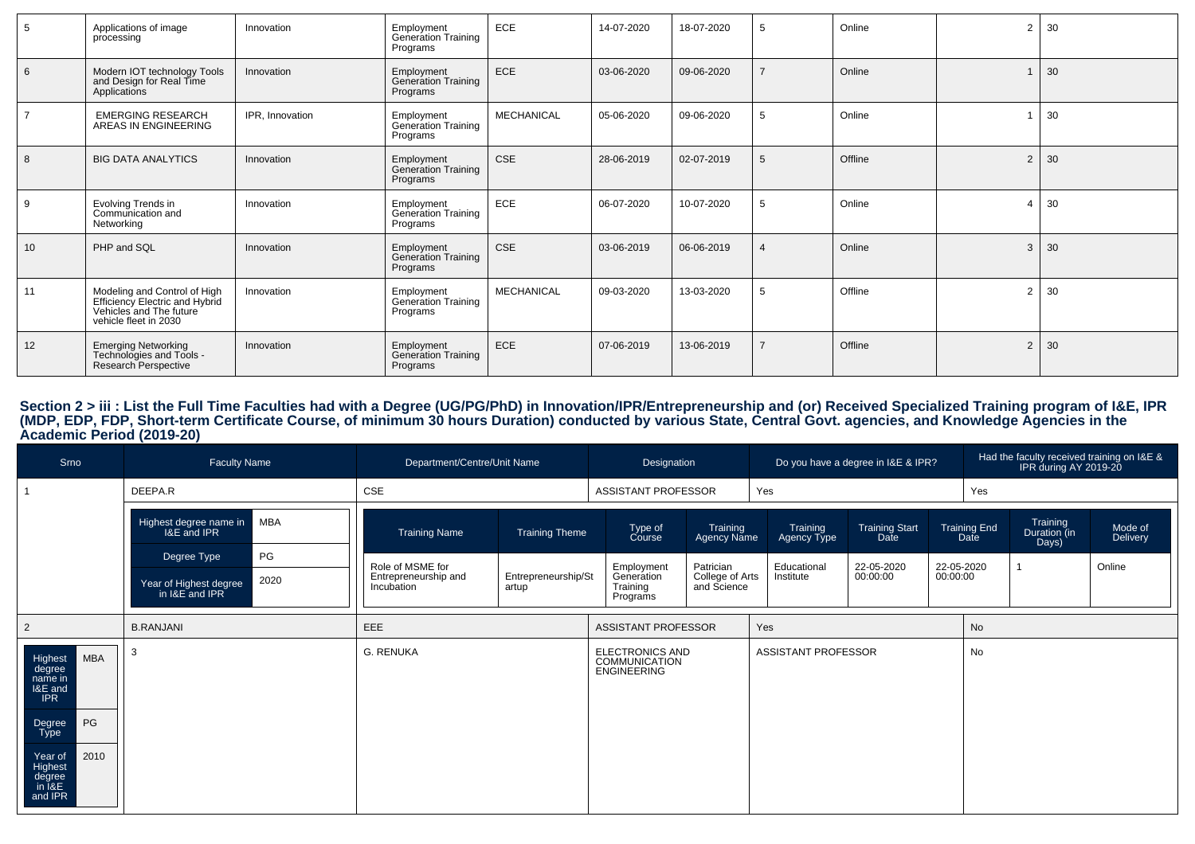| 5 | Applications of image processing | Innovation | Employment Generation Training Programs | ECE | 14-07-2020 | 18-07-2020 | 5 | Online | 2 | 30 |
|---|---|---|---|---|---|---|---|---|---|---|
| 6 | Modern IOT technology Tools and Design for Real Time Applications | Innovation | Employment Generation Training Programs | ECE | 03-06-2020 | 09-06-2020 | 7 | Online | 1 | 30 |
| 7 | EMERGING RESEARCH AREAS IN ENGINEERING | IPR, Innovation | Employment Generation Training Programs | MECHANICAL | 05-06-2020 | 09-06-2020 | 5 | Online | 1 | 30 |
| 8 | BIG DATA ANALYTICS | Innovation | Employment Generation Training Programs | CSE | 28-06-2019 | 02-07-2019 | 5 | Offline | 2 | 30 |
| 9 | Evolving Trends in Communication and Networking | Innovation | Employment Generation Training Programs | ECE | 06-07-2020 | 10-07-2020 | 5 | Online | 4 | 30 |
| 10 | PHP and SQL | Innovation | Employment Generation Training Programs | CSE | 03-06-2019 | 06-06-2019 | 4 | Online | 3 | 30 |
| 11 | Modeling and Control of High Efficiency Electric and Hybrid Vehicles and The future vehicle fleet in 2030 | Innovation | Employment Generation Training Programs | MECHANICAL | 09-03-2020 | 13-03-2020 | 5 | Offline | 2 | 30 |
| 12 | Emerging Networking Technologies and Tools - Research Perspective | Innovation | Employment Generation Training Programs | ECE | 07-06-2019 | 13-06-2019 | 7 | Offline | 2 | 30 |

## Section 2 > iii : List the Full Time Faculties had with a Degree (UG/PG/PhD) in Innovation/IPR/Entrepreneurship and (or) Received Specialized Training program of I&E, IPR (MDP, EDP, FDP, Short-term Certificate Course, of minimum 30 hours Duration) conducted by various State, Central Govt. agencies, and Knowledge Agencies in the Academic Period (2019-20)

| Srno | Faculty Name | Department/Centre/Unit Name | Designation | Do you have a degree in I&E & IPR? | Had the faculty received training on I&E & IPR during AY 2019-20 |
|---|---|---|---|---|---|
| 1 | DEEPA.R | CSE | ASSISTANT PROFESSOR | Yes | Yes |
| 2 | B.RANJANI | EEE | ASSISTANT PROFESSOR | Yes | No |
| 3 | G. RENUKA | ELECTRONICS AND COMMUNICATION ENGINEERING | ASSISTANT PROFESSOR | No | |

**DEEPA.R**

| Highest degree name in I&E and IPR | MBA |
|---|---|
| Degree Type | PG |
| Year of Highest degree in I&E and IPR | 2020 |

| Training Name | Training Theme | Type of Course | Training Agency Name | Training Agency Type | Training Start Date | Training End Date | Training Duration (in Days) | Mode of Delivery |
|---|---|---|---|---|---|---|---|---|
| Role of MSME for Entrepreneurship and Incubation | Entrepreneurship/Startup | Employment Generation Training Programs | Patrician College of Arts and Science | Educational Institute | 22-05-2020 00:00:00 | 22-05-2020 00:00:00 | 1 | Online |

**B.RANJANI**

| Highest degree name in I&E and IPR | MBA |
|---|---|
| Degree Type | PG |
| Year of Highest degree in I&E and IPR | 2010 |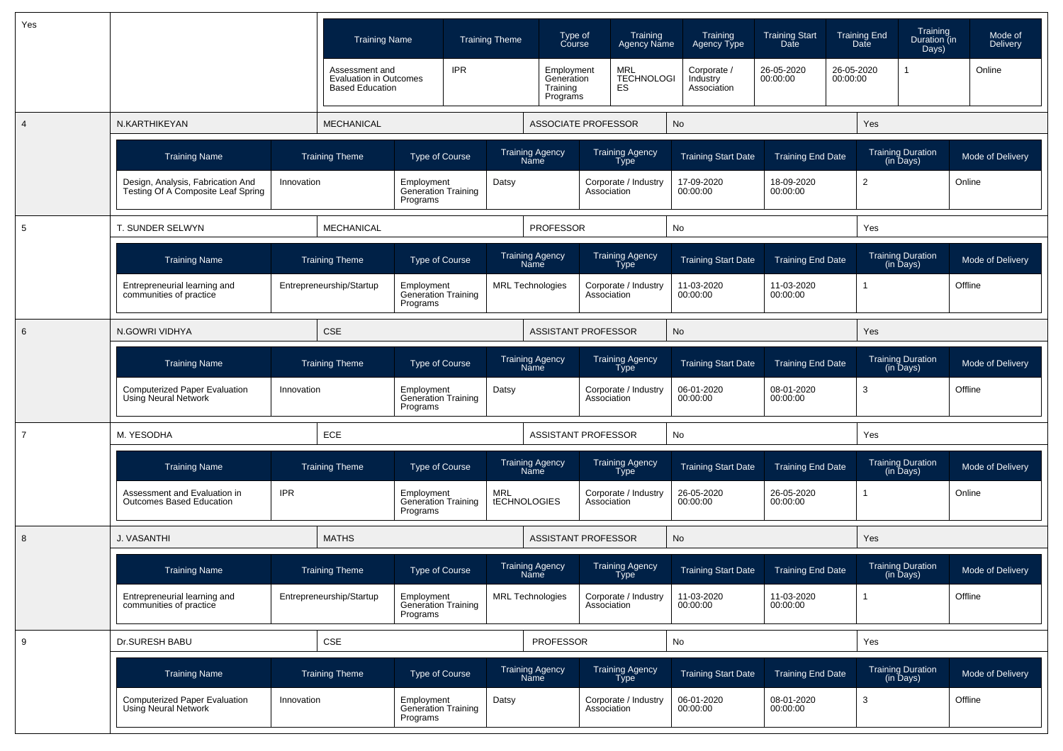| Yes | | | | | |
|---|---|---|---|---|---|

| Training Name | Training Theme | Type of Course | Training Agency Name | Training Agency Type | Training Start Date | Training End Date | Training Duration (in Days) | Mode of Delivery |
|---|---|---|---|---|---|---|---|---|
| Assessment and Evaluation in Outcomes Based Education | IPR | Employment Generation Training Programs | MRL TECHNOLOGIES | Corporate / Industry Association | 26-05-2020 00:00:00 | 26-05-2020 00:00:00 | 1 | Online |

| 4 | N.KARTHIKEYAN | MECHANICAL | ASSOCIATE PROFESSOR | No | Yes |
|---|---|---|---|---|---|

| Training Name | Training Theme | Type of Course | Training Agency Name | Training Agency Type | Training Start Date | Training End Date | Training Duration (in Days) | Mode of Delivery |
|---|---|---|---|---|---|---|---|---|
| Design, Analysis, Fabrication And Testing Of A Composite Leaf Spring | Innovation | Employment Generation Training Programs | Datsy | Corporate / Industry Association | 17-09-2020 00:00:00 | 18-09-2020 00:00:00 | 2 | Online |

| 5 | T. SUNDER SELWYN | MECHANICAL | PROFESSOR | No | Yes |
|---|---|---|---|---|---|

| Training Name | Training Theme | Type of Course | Training Agency Name | Training Agency Type | Training Start Date | Training End Date | Training Duration (in Days) | Mode of Delivery |
|---|---|---|---|---|---|---|---|---|
| Entrepreneurial learning and communities of practice | Entrepreneurship/Startup | Employment Generation Training Programs | MRL Technologies | Corporate / Industry Association | 11-03-2020 00:00:00 | 11-03-2020 00:00:00 | 1 | Offline |

| 6 | N.GOWRI VIDHYA | CSE | ASSISTANT PROFESSOR | No | Yes |
|---|---|---|---|---|---|

| Training Name | Training Theme | Type of Course | Training Agency Name | Training Agency Type | Training Start Date | Training End Date | Training Duration (in Days) | Mode of Delivery |
|---|---|---|---|---|---|---|---|---|
| Computerized Paper Evaluation Using Neural Network | Innovation | Employment Generation Training Programs | Datsy | Corporate / Industry Association | 06-01-2020 00:00:00 | 08-01-2020 00:00:00 | 3 | Offline |

| 7 | M. YESODHA | ECE | ASSISTANT PROFESSOR | No | Yes |
|---|---|---|---|---|---|

| Training Name | Training Theme | Type of Course | Training Agency Name | Training Agency Type | Training Start Date | Training End Date | Training Duration (in Days) | Mode of Delivery |
|---|---|---|---|---|---|---|---|---|
| Assessment and Evaluation in Outcomes Based Education | IPR | Employment Generation Training Programs | MRL tECHNOLOGIES | Corporate / Industry Association | 26-05-2020 00:00:00 | 26-05-2020 00:00:00 | 1 | Online |

| 8 | J. VASANTHI | MATHS | ASSISTANT PROFESSOR | No | Yes |
|---|---|---|---|---|---|

| Training Name | Training Theme | Type of Course | Training Agency Name | Training Agency Type | Training Start Date | Training End Date | Training Duration (in Days) | Mode of Delivery |
|---|---|---|---|---|---|---|---|---|
| Entrepreneurial learning and communities of practice | Entrepreneurship/Startup | Employment Generation Training Programs | MRL Technologies | Corporate / Industry Association | 11-03-2020 00:00:00 | 11-03-2020 00:00:00 | 1 | Offline |

| 9 | Dr.SURESH BABU | CSE | PROFESSOR | No | Yes |
|---|---|---|---|---|---|

| Training Name | Training Theme | Type of Course | Training Agency Name | Training Agency Type | Training Start Date | Training End Date | Training Duration (in Days) | Mode of Delivery |
|---|---|---|---|---|---|---|---|---|
| Computerized Paper Evaluation Using Neural Network | Innovation | Employment Generation Training Programs | Datsy | Corporate / Industry Association | 06-01-2020 00:00:00 | 08-01-2020 00:00:00 | 3 | Offline |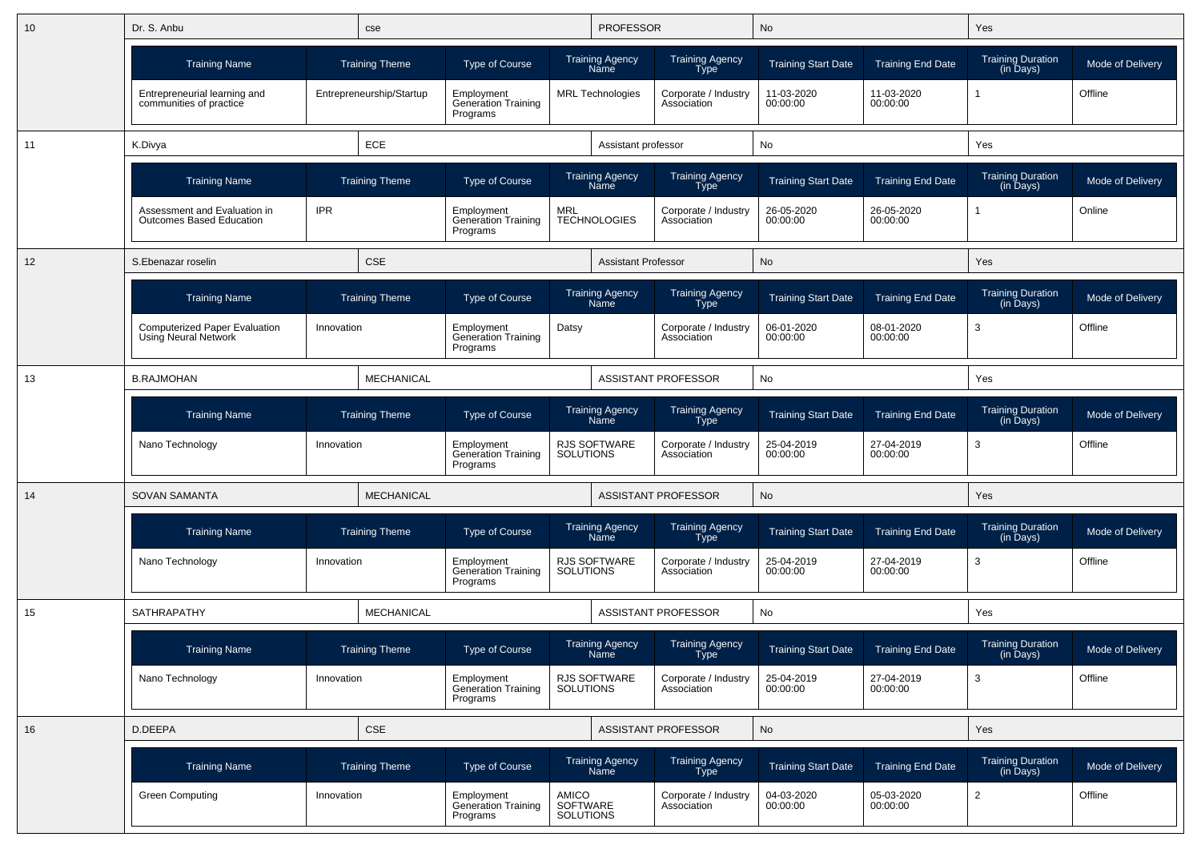| 10 | Dr. S. Anbu | cse | PROFESSOR | No | Yes |
|---|---|---|---|---|---|

| Training Name | Training Theme | Type of Course | Training Agency Name | Training Agency Type | Training Start Date | Training End Date | Training Duration (in Days) | Mode of Delivery |
|---|---|---|---|---|---|---|---|---|
| Entrepreneurial learning and communities of practice | Entrepreneurship/Startup | Employment Generation Training Programs | MRL Technologies | Corporate / Industry Association | 11-03-2020 00:00:00 | 11-03-2020 00:00:00 | 1 | Offline |

| 11 | K.Divya | ECE | Assistant professor | No | Yes |
|---|---|---|---|---|---|

| Training Name | Training Theme | Type of Course | Training Agency Name | Training Agency Type | Training Start Date | Training End Date | Training Duration (in Days) | Mode of Delivery |
|---|---|---|---|---|---|---|---|---|
| Assessment and Evaluation in Outcomes Based Education | IPR | Employment Generation Training Programs | MRL TECHNOLOGIES | Corporate / Industry Association | 26-05-2020 00:00:00 | 26-05-2020 00:00:00 | 1 | Online |

| 12 | S.Ebenazar roselin | CSE | Assistant Professor | No | Yes |
|---|---|---|---|---|---|

| Training Name | Training Theme | Type of Course | Training Agency Name | Training Agency Type | Training Start Date | Training End Date | Training Duration (in Days) | Mode of Delivery |
|---|---|---|---|---|---|---|---|---|
| Computerized Paper Evaluation Using Neural Network | Innovation | Employment Generation Training Programs | Datsy | Corporate / Industry Association | 06-01-2020 00:00:00 | 08-01-2020 00:00:00 | 3 | Offline |

| 13 | B.RAJMOHAN | MECHANICAL | ASSISTANT PROFESSOR | No | Yes |
|---|---|---|---|---|---|

| Training Name | Training Theme | Type of Course | Training Agency Name | Training Agency Type | Training Start Date | Training End Date | Training Duration (in Days) | Mode of Delivery |
|---|---|---|---|---|---|---|---|---|
| Nano Technology | Innovation | Employment Generation Training Programs | RJS SOFTWARE SOLUTIONS | Corporate / Industry Association | 25-04-2019 00:00:00 | 27-04-2019 00:00:00 | 3 | Offline |

| 14 | SOVAN SAMANTA | MECHANICAL | ASSISTANT PROFESSOR | No | Yes |
|---|---|---|---|---|---|

| Training Name | Training Theme | Type of Course | Training Agency Name | Training Agency Type | Training Start Date | Training End Date | Training Duration (in Days) | Mode of Delivery |
|---|---|---|---|---|---|---|---|---|
| Nano Technology | Innovation | Employment Generation Training Programs | RJS SOFTWARE SOLUTIONS | Corporate / Industry Association | 25-04-2019 00:00:00 | 27-04-2019 00:00:00 | 3 | Offline |

| 15 | SATHRAPATHY | MECHANICAL | ASSISTANT PROFESSOR | No | Yes |
|---|---|---|---|---|---|

| Training Name | Training Theme | Type of Course | Training Agency Name | Training Agency Type | Training Start Date | Training End Date | Training Duration (in Days) | Mode of Delivery |
|---|---|---|---|---|---|---|---|---|
| Nano Technology | Innovation | Employment Generation Training Programs | RJS SOFTWARE SOLUTIONS | Corporate / Industry Association | 25-04-2019 00:00:00 | 27-04-2019 00:00:00 | 3 | Offline |

| 16 | D.DEEPA | CSE | ASSISTANT PROFESSOR | No | Yes |
|---|---|---|---|---|---|

| Training Name | Training Theme | Type of Course | Training Agency Name | Training Agency Type | Training Start Date | Training End Date | Training Duration (in Days) | Mode of Delivery |
|---|---|---|---|---|---|---|---|---|
| Green Computing | Innovation | Employment Generation Training Programs | AMICO SOFTWARE SOLUTIONS | Corporate / Industry Association | 04-03-2020 00:00:00 | 05-03-2020 00:00:00 | 2 | Offline |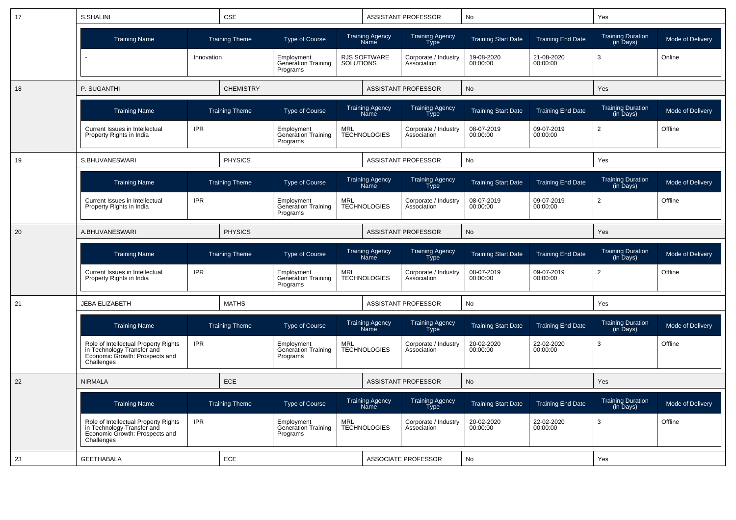| 17 | S.SHALINI | CSE | ASSISTANT PROFESSOR | No | Yes |
|---|---|---|---|---|---|

| Training Name | Training Theme | Type of Course | Training Agency Name | Training Agency Type | Training Start Date | Training End Date | Training Duration (in Days) | Mode of Delivery |
|---|---|---|---|---|---|---|---|---|
| - | Innovation | Employment Generation Training Programs | RJS SOFTWARE SOLUTIONS | Corporate / Industry Association | 19-08-2020 00:00:00 | 21-08-2020 00:00:00 | 3 | Online |

| 18 | P. SUGANTHI | CHEMISTRY | ASSISTANT PROFESSOR | No | Yes |
|---|---|---|---|---|---|

| Training Name | Training Theme | Type of Course | Training Agency Name | Training Agency Type | Training Start Date | Training End Date | Training Duration (in Days) | Mode of Delivery |
|---|---|---|---|---|---|---|---|---|
| Current Issues in Intellectual Property Rights in India | IPR | Employment Generation Training Programs | MRL TECHNOLOGIES | Corporate / Industry Association | 08-07-2019 00:00:00 | 09-07-2019 00:00:00 | 2 | Offline |

| 19 | S.BHUVANESWARI | PHYSICS | ASSISTANT PROFESSOR | No | Yes |
|---|---|---|---|---|---|

| Training Name | Training Theme | Type of Course | Training Agency Name | Training Agency Type | Training Start Date | Training End Date | Training Duration (in Days) | Mode of Delivery |
|---|---|---|---|---|---|---|---|---|
| Current Issues in Intellectual Property Rights in India | IPR | Employment Generation Training Programs | MRL TECHNOLOGIES | Corporate / Industry Association | 08-07-2019 00:00:00 | 09-07-2019 00:00:00 | 2 | Offline |

| 20 | A.BHUVANESWARI | PHYSICS | ASSISTANT PROFESSOR | No | Yes |
|---|---|---|---|---|---|

| Training Name | Training Theme | Type of Course | Training Agency Name | Training Agency Type | Training Start Date | Training End Date | Training Duration (in Days) | Mode of Delivery |
|---|---|---|---|---|---|---|---|---|
| Current Issues in Intellectual Property Rights in India | IPR | Employment Generation Training Programs | MRL TECHNOLOGIES | Corporate / Industry Association | 08-07-2019 00:00:00 | 09-07-2019 00:00:00 | 2 | Offline |

| 21 | JEBA ELIZABETH | MATHS | ASSISTANT PROFESSOR | No | Yes |
|---|---|---|---|---|---|

| Training Name | Training Theme | Type of Course | Training Agency Name | Training Agency Type | Training Start Date | Training End Date | Training Duration (in Days) | Mode of Delivery |
|---|---|---|---|---|---|---|---|---|
| Role of Intellectual Property Rights in Technology Transfer and Economic Growth: Prospects and Challenges | IPR | Employment Generation Training Programs | MRL TECHNOLOGIES | Corporate / Industry Association | 20-02-2020 00:00:00 | 22-02-2020 00:00:00 | 3 | Offline |

| 22 | NIRMALA | ECE | ASSISTANT PROFESSOR | No | Yes |
|---|---|---|---|---|---|

| Training Name | Training Theme | Type of Course | Training Agency Name | Training Agency Type | Training Start Date | Training End Date | Training Duration (in Days) | Mode of Delivery |
|---|---|---|---|---|---|---|---|---|
| Role of Intellectual Property Rights in Technology Transfer and Economic Growth: Prospects and Challenges | IPR | Employment Generation Training Programs | MRL TECHNOLOGIES | Corporate / Industry Association | 20-02-2020 00:00:00 | 22-02-2020 00:00:00 | 3 | Offline |

| 23 | GEETHABALA | ECE | ASSOCIATE PROFESSOR | No | Yes |
|---|---|---|---|---|---|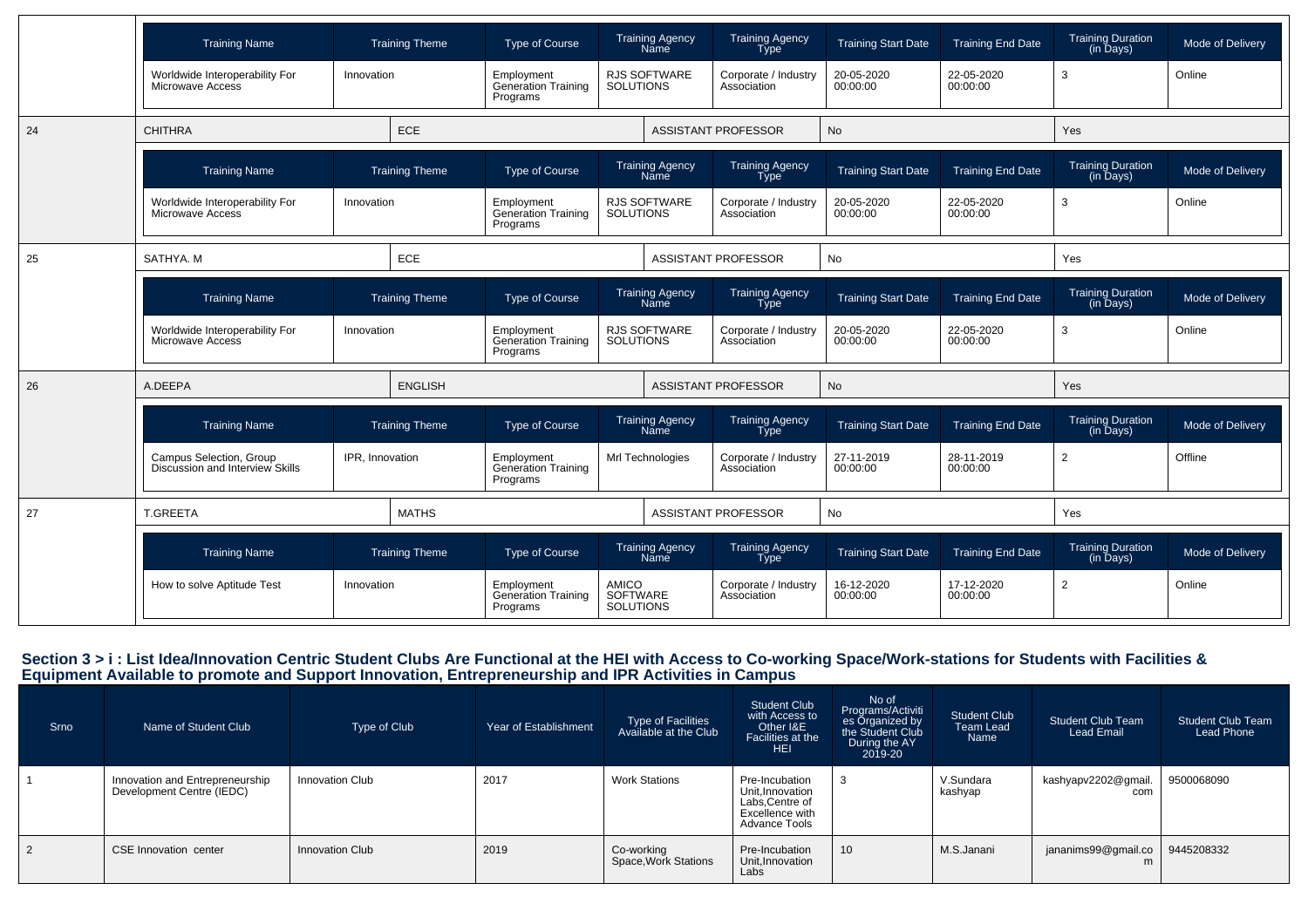| Training Name | Training Theme | Type of Course | Training Agency Name | Training Agency Type | Training Start Date | Training End Date | Training Duration (in Days) | Mode of Delivery |
|---|---|---|---|---|---|---|---|---|
| Worldwide Interoperability For Microwave Access | Innovation | Employment Generation Training Programs | RJS SOFTWARE SOLUTIONS | Corporate / Industry Association | 20-05-2020 00:00:00 | 22-05-2020 00:00:00 | 3 | Online |

| 24 | CHITHRA | ECE | ASSISTANT PROFESSOR | No | Yes |
|---|---|---|---|---|---|

| Training Name | Training Theme | Type of Course | Training Agency Name | Training Agency Type | Training Start Date | Training End Date | Training Duration (in Days) | Mode of Delivery |
|---|---|---|---|---|---|---|---|---|
| Worldwide Interoperability For Microwave Access | Innovation | Employment Generation Training Programs | RJS SOFTWARE SOLUTIONS | Corporate / Industry Association | 20-05-2020 00:00:00 | 22-05-2020 00:00:00 | 3 | Online |

| 25 | SATHYA. M | ECE | ASSISTANT PROFESSOR | No | Yes |
|---|---|---|---|---|---|

| Training Name | Training Theme | Type of Course | Training Agency Name | Training Agency Type | Training Start Date | Training End Date | Training Duration (in Days) | Mode of Delivery |
|---|---|---|---|---|---|---|---|---|
| Worldwide Interoperability For Microwave Access | Innovation | Employment Generation Training Programs | RJS SOFTWARE SOLUTIONS | Corporate / Industry Association | 20-05-2020 00:00:00 | 22-05-2020 00:00:00 | 3 | Online |

| 26 | A.DEEPA | ENGLISH | ASSISTANT PROFESSOR | No | Yes |
|---|---|---|---|---|---|

| Training Name | Training Theme | Type of Course | Training Agency Name | Training Agency Type | Training Start Date | Training End Date | Training Duration (in Days) | Mode of Delivery |
|---|---|---|---|---|---|---|---|---|
| Campus Selection, Group Discussion and Interview Skills | IPR, Innovation | Employment Generation Training Programs | Mrl Technologies | Corporate / Industry Association | 27-11-2019 00:00:00 | 28-11-2019 00:00:00 | 2 | Offline |

| 27 | T.GREETA | MATHS | ASSISTANT PROFESSOR | No | Yes |
|---|---|---|---|---|---|

| Training Name | Training Theme | Type of Course | Training Agency Name | Training Agency Type | Training Start Date | Training End Date | Training Duration (in Days) | Mode of Delivery |
|---|---|---|---|---|---|---|---|---|
| How to solve Aptitude Test | Innovation | Employment Generation Training Programs | AMICO SOFTWARE SOLUTIONS | Corporate / Industry Association | 16-12-2020 00:00:00 | 17-12-2020 00:00:00 | 2 | Online |

## Section 3 > i : List Idea/Innovation Centric Student Clubs Are Functional at the HEI with Access to Co-working Space/Work-stations for Students with Facilities & Equipment Available to promote and Support Innovation, Entrepreneurship and IPR Activities in Campus

| Srno | Name of Student Club | Type of Club | Year of Establishment | Type of Facilities Available at the Club | Student Club with Access to Other I&E Facilities at the HEI | No of Programs/Activities Organized by the Student Club During the AY 2019-20 | Student Club Team Lead Name | Student Club Team Lead Email | Student Club Team Lead Phone |
|---|---|---|---|---|---|---|---|---|---|
| 1 | Innovation and Entrepreneurship Development Centre (IEDC) | Innovation Club | 2017 | Work Stations | Pre-Incubation Unit,Innovation Labs,Centre of Excellence with Advance Tools | 3 | V.Sundara kashyap | kashyapv2202@gmail.com | 9500068090 |
| 2 | CSE Innovation center | Innovation Club | 2019 | Co-working Space,Work Stations | Pre-Incubation Unit,Innovation Labs | 10 | M.S.Janani | jananims99@gmail.com | 9445208332 |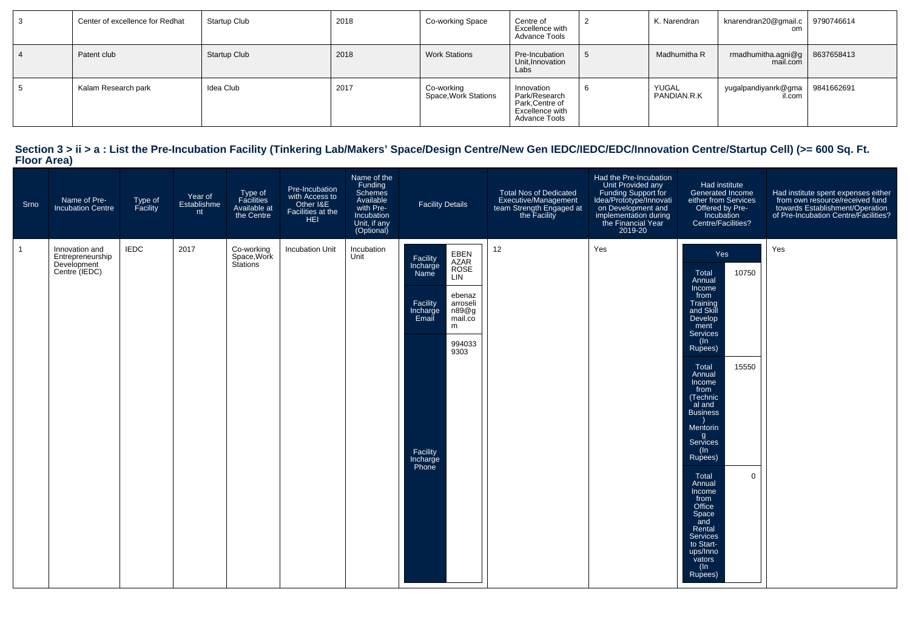| 3 | Center of excellence for Redhat | Startup Club | 2018 | Co-working Space | Centre of Excellence with Advance Tools | 2 | K. Narendran | knarendran20@gmail.com | 9790746614 |
|---|---|---|---|---|---|---|---|---|---|
| 4 | Patent club | Startup Club | 2018 | Work Stations | Pre-Incubation Unit,Innovation Labs | 5 | Madhumitha R | rmadhumitha.agni@gmail.com | 8637658413 |
| 5 | Kalam Research park | Idea Club | 2017 | Co-working Space,Work Stations | Innovation Park/Research Park,Centre of Excellence with Advance Tools | 6 | YUGAL PANDIAN.R.K | yugalpandiyanrk@gmail.com | 9841662691 |

## Section 3 > ii > a : List the Pre-Incubation Facility (Tinkering Lab/Makers' Space/Design Centre/New Gen IEDC/IEDC/EDC/Innovation Centre/Startup Cell) (>= 600 Sq. Ft. Floor Area)

| Srno | Name of Pre-Incubation Centre | Type of Facility | Year of Establishment | Type of Facilities Available at the Centre | Pre-Incubation with Access to Other I&E Facilities at the HEI | Name of the Funding Schemes Available with Pre-Incubation Unit, if any (Optional) | Facility Details | Total Nos of Dedicated Executive/Management team Strength Engaged at the Facility | Had the Pre-Incubation Unit Provided any Funding Support for Idea/Prototype/Innovation on Development and implementation during the Financial Year 2019-20 | Had institute Generated Income either from Services Offered by Pre-Incubation Centre/Facilities? | Had institute spent expenses either from own resource/received fund towards Establishment/Operation of Pre-Incubation Centre/Facilities? |
|---|---|---|---|---|---|---|---|---|---|---|---|
| 1 | Innovation and Entrepreneurship Development Centre (IEDC) | IEDC | 2017 | Co-working Space,Work Stations | Incubation Unit | Incubation Unit | Facility Incharge Name: EBEN AZAR ROSE LIN; Facility Incharge Email: ebenazarroselin89@gmail.com; Facility Incharge Phone: 9940339303 | 12 | Yes | Yes; Total Annual Income from Training and Skill Development Services (In Rupees): 10750; Total Annual Income from (Technical and Business) Mentoring Services (In Rupees): 15550; Total Annual Income from Office Space and Rental Services to Start-ups/Innovators (In Rupees): 0 | Yes |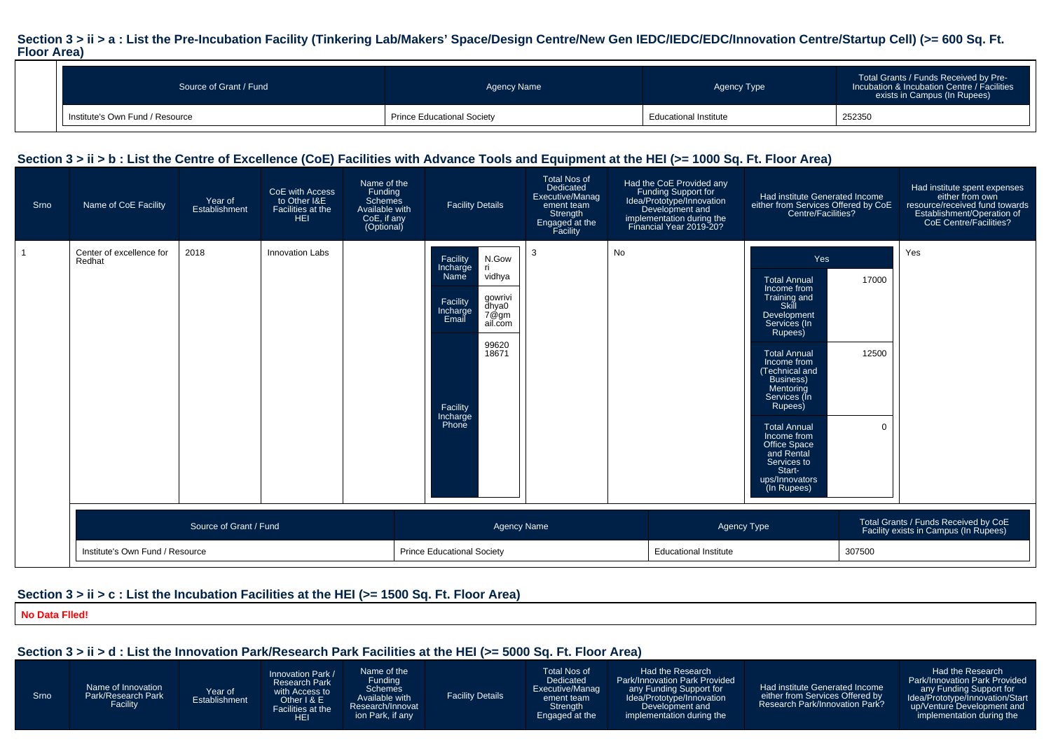### Section 3 > ii > a : List the Pre-Incubation Facility (Tinkering Lab/Makers' Space/Design Centre/New Gen IEDC/IEDC/EDC/Innovation Centre/Startup Cell) (>= 600 Sq. Ft. Floor Area)

| Source of Grant / Fund | Agency Name | Agency Type | Total Grants / Funds Received by Pre-Incubation & Incubation Centre / Facilities exists in Campus (In Rupees) |
|---|---|---|---|
| Institute's Own Fund / Resource | Prince Educational Society | Educational Institute | 252350 |

### Section 3 > ii > b : List the Centre of Excellence (CoE) Facilities with Advance Tools and Equipment at the HEI (>= 1000 Sq. Ft. Floor Area)

| Srno | Name of CoE Facility | Year of Establishment | CoE with Access to Other I&E Facilities at the HEI | Name of the Funding Schemes Available with CoE, if any (Optional) | Facility Details | Total Nos of Dedicated Executive/Management team Strength Engaged at the Facility | Had the CoE Provided any Funding Support for Idea/Prototype/Innovation Development and implementation during the Financial Year 2019-20? | Had institute Generated Income either from Services Offered by CoE Centre/Facilities? | Had institute spent expenses either from own resource/received fund towards Establishment/Operation of CoE Centre/Facilities? |
|---|---|---|---|---|---|---|---|---|---|
| 1 | Center of excellence for Redhat | 2018 | Innovation Labs | | Facility Incharge Name: N.Gowri vidhya<br>Facility Incharge Email: gowrividhya07@gmail.com<br>Facility Incharge Phone: 9962018671 | 3 | No | Yes<br>Total Annual Income from Training and Skill Development Services (In Rupees): 17000<br>Total Annual Income from (Technical and Business) Mentoring Services (In Rupees): 12500<br>Total Annual Income from Office Space and Rental Services to Start-ups/Innovators (In Rupees): 0 | Yes |

| Source of Grant / Fund | Agency Name | Agency Type | Total Grants / Funds Received by CoE Facility exists in Campus (In Rupees) |
|---|---|---|---|
| Institute's Own Fund / Resource | Prince Educational Society | Educational Institute | 307500 |

### Section 3 > ii > c : List the Incubation Facilities at the HEI (>= 1500 Sq. Ft. Floor Area)

**No Data Flled!**

### Section 3 > ii > d : List the Innovation Park/Research Park Facilities at the HEI (>= 5000 Sq. Ft. Floor Area)

| Srno | Name of Innovation Park/Research Park Facility | Year of Establishment | Innovation Park / Research Park with Access to Other I & E Facilities at the HEI | Name of the Funding Schemes Available with Research/Innovation Park, if any | Facility Details | Total Nos of Dedicated Executive/Management team Strength Engaged at the | Had the Research Park/Innovation Park Provided any Funding Support for Idea/Prototype/Innovation Development and implementation during the | Had institute Generated Income either from Services Offered by Research Park/Innovation Park? | Had the Research Park/Innovation Park Provided any Funding Support for Idea/Prototype/Innovation/Startup/Venture Development and implementation during the |
|---|---|---|---|---|---|---|---|---|---|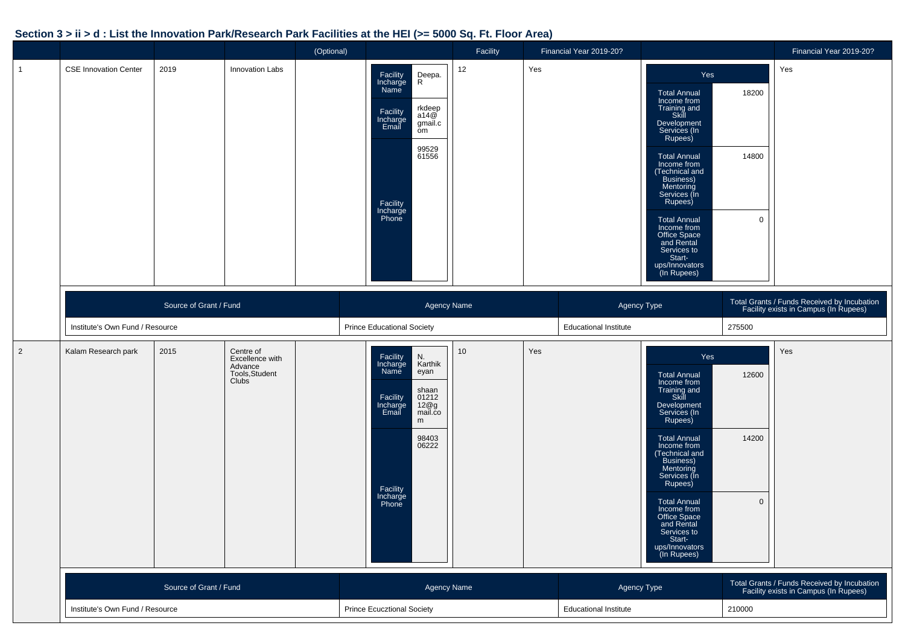## Section 3 > ii > d : List the Innovation Park/Research Park Facilities at the HEI (>= 5000 Sq. Ft. Floor Area)

| | | | | (Optional) | | Facility | Financial Year 2019-20? | | Financial Year 2019-20? |
|---|---|---|---|---|---|---|---|---|---|
| 1 | CSE Innovation Center | 2019 | Innovation Labs | | Facility Incharge Name: Deepa. R; Facility Incharge Email: rkdeepa14@gmail.com; Facility Incharge Phone: 9952961556 | 12 | Yes | Yes; Total Annual Income from Training and Skill Development Services (In Rupees): 18200; Total Annual Income from (Technical and Business) Mentoring Services (In Rupees): 14800; Total Annual Income from Office Space and Rental Services to Start-ups/Innovators (In Rupees): 0 | Yes |

| Source of Grant / Fund | Agency Name | Agency Type | Total Grants / Funds Received by Incubation Facility exists in Campus (In Rupees) |
|---|---|---|---|
| Institute's Own Fund / Resource | Prince Educational Society | Educational Institute | 275500 |

| | | | | (Optional) | | Facility | Financial Year 2019-20? | | Financial Year 2019-20? |
|---|---|---|---|---|---|---|---|---|---|
| 2 | Kalam Research park | 2015 | Centre of Excellence with Advance Tools,Student Clubs | | Facility Incharge Name: N. Karthikeyan; Facility Incharge Email: shaan0121212@gmail.com; Facility Incharge Phone: 9840306222 | 10 | Yes | Yes; Total Annual Income from Training and Skill Development Services (In Rupees): 12600; Total Annual Income from (Technical and Business) Mentoring Services (In Rupees): 14200; Total Annual Income from Office Space and Rental Services to Start-ups/Innovators (In Rupees): 0 | Yes |

| Source of Grant / Fund | Agency Name | Agency Type | Total Grants / Funds Received by Incubation Facility exists in Campus (In Rupees) |
|---|---|---|---|
| Institute's Own Fund / Resource | Prince Ecucztional Society | Educational Institute | 210000 |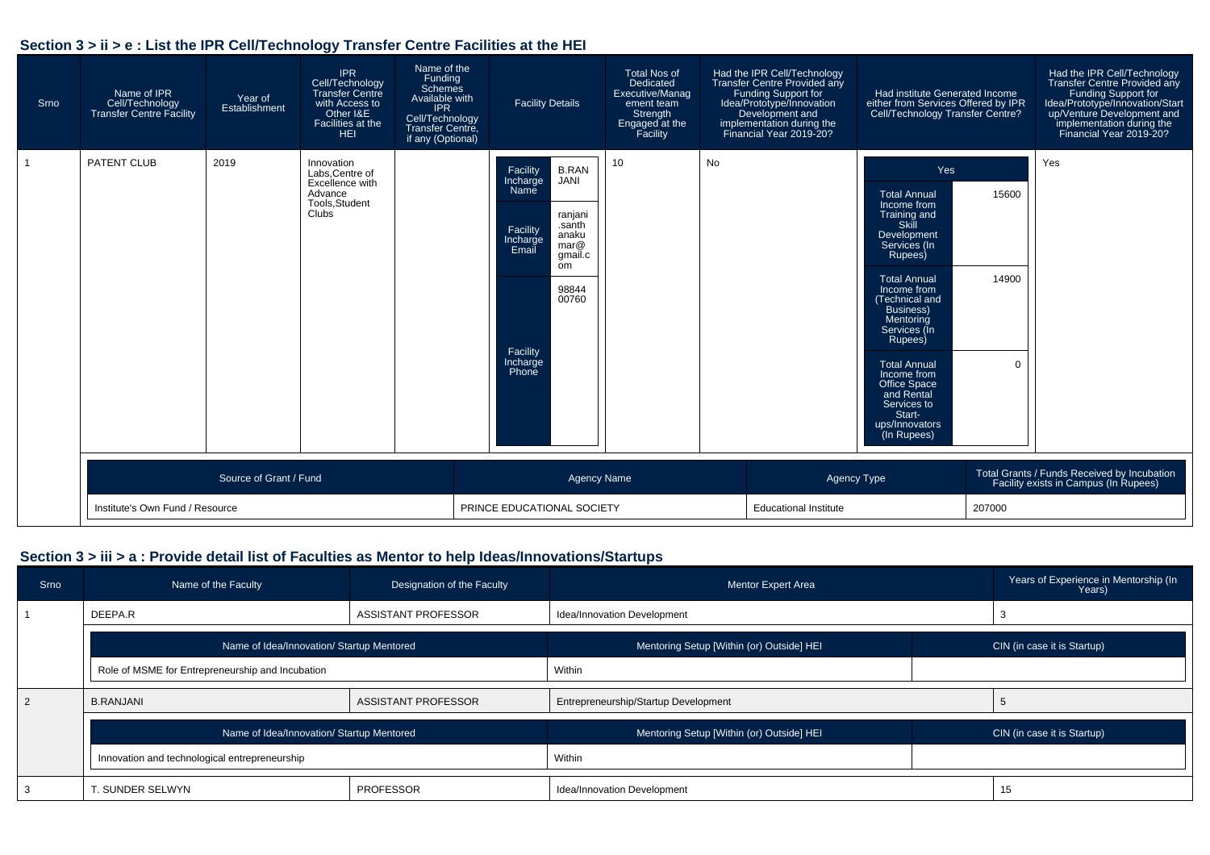## Section 3 > ii > e : List the IPR Cell/Technology Transfer Centre Facilities at the HEI

| Srno | Name of IPR Cell/Technology Transfer Centre Facility | Year of Establishment | IPR Cell/Technology Transfer Centre with Access to Other I&E Facilities at the HEI | Name of the Funding Schemes Available with IPR Cell/Technology Transfer Centre, if any (Optional) | Facility Details | Total Nos of Dedicated Executive/Management team Strength Engaged at the Facility | Had the IPR Cell/Technology Transfer Centre Provided any Funding Support for Idea/Prototype/Innovation Development and implementation during the Financial Year 2019-20? | Had institute Generated Income either from Services Offered by IPR Cell/Technology Transfer Centre? | Had the IPR Cell/Technology Transfer Centre Provided any Funding Support for Idea/Prototype/Innovation/Start up/Venture Development and implementation during the Financial Year 2019-20? |
|---|---|---|---|---|---|---|---|---|---|
| 1 | PATENT CLUB | 2019 | Innovation Labs,Centre of Excellence with Advance Tools,Student Clubs | | Facility Incharge Name: B.RANJANI; Facility Incharge Email: ranjani.santhanakumar@gmail.com; Facility Incharge Phone: 9884400760 | 10 | No | Yes; Total Annual Income from Training and Skill Development Services (In Rupees): 15600; Total Annual Income from (Technical and Business) Mentoring Services (In Rupees): 14900; Total Annual Income from Office Space and Rental Services to Start-ups/Innovators (In Rupees): 0 | Yes |

| Source of Grant / Fund | Agency Name | Agency Type | Total Grants / Funds Received by Incubation Facility exists in Campus (In Rupees) |
|---|---|---|---|
| Institute's Own Fund / Resource | PRINCE EDUCATIONAL SOCIETY | Educational Institute | 207000 |

## Section 3 > iii > a : Provide detail list of Faculties as Mentor to help Ideas/Innovations/Startups

| Srno | Name of the Faculty | Designation of the Faculty | Mentor Expert Area | Years of Experience in Mentorship (In Years) |
|---|---|---|---|---|
| 1 | DEEPA.R | ASSISTANT PROFESSOR | Idea/Innovation Development | 3 |
| 2 | B.RANJANI | ASSISTANT PROFESSOR | Entrepreneurship/Startup Development | 5 |
| 3 | T. SUNDER SELWYN | PROFESSOR | Idea/Innovation Development | 15 |

Srno 1 – DEEPA.R:

| Name of Idea/Innovation/ Startup Mentored | Mentoring Setup [Within (or) Outside] HEI | CIN (in case it is Startup) |
|---|---|---|
| Role of MSME for Entrepreneurship and Incubation | Within | |

Srno 2 – B.RANJANI:

| Name of Idea/Innovation/ Startup Mentored | Mentoring Setup [Within (or) Outside] HEI | CIN (in case it is Startup) |
|---|---|---|
| Innovation and technological entrepreneurship | Within | |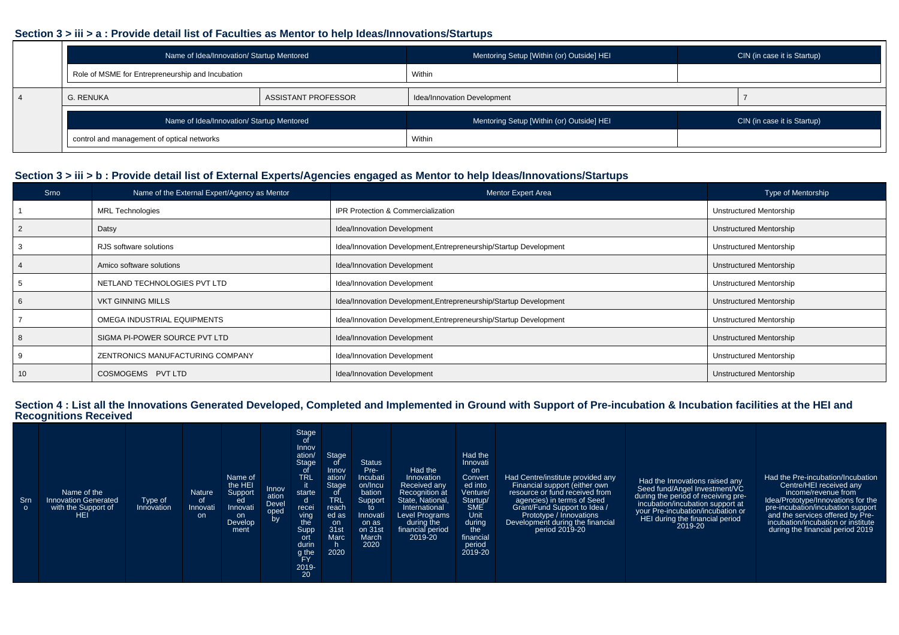## Section 3 > iii > a : Provide detail list of Faculties as Mentor to help Ideas/Innovations/Startups

| | Name of Idea/Innovation/ Startup Mentored | | Mentoring Setup [Within (or) Outside] HEI | CIN (in case it is Startup) |
|---|---|---|---|---|
| | Role of MSME for Entrepreneurship and Incubation | | Within | |
| 4 | G. RENUKA | ASSISTANT PROFESSOR | Idea/Innovation Development | 7 |
| | Name of Idea/Innovation/ Startup Mentored | | Mentoring Setup [Within (or) Outside] HEI | CIN (in case it is Startup) |
| | control and management of optical networks | | Within | |

## Section 3 > iii > b : Provide detail list of External Experts/Agencies engaged as Mentor to help Ideas/Innovations/Startups

| Srno | Name of the External Expert/Agency as Mentor | Mentor Expert Area | Type of Mentorship |
|---|---|---|---|
| 1 | MRL Technologies | IPR Protection & Commercialization | Unstructured Mentorship |
| 2 | Datsy | Idea/Innovation Development | Unstructured Mentorship |
| 3 | RJS software solutions | Idea/Innovation Development,Entrepreneurship/Startup Development | Unstructured Mentorship |
| 4 | Amico software solutions | Idea/Innovation Development | Unstructured Mentorship |
| 5 | NETLAND TECHNOLOGIES PVT LTD | Idea/Innovation Development | Unstructured Mentorship |
| 6 | VKT GINNING MILLS | Idea/Innovation Development,Entrepreneurship/Startup Development | Unstructured Mentorship |
| 7 | OMEGA INDUSTRIAL EQUIPMENTS | Idea/Innovation Development,Entrepreneurship/Startup Development | Unstructured Mentorship |
| 8 | SIGMA PI-POWER SOURCE PVT LTD | Idea/Innovation Development | Unstructured Mentorship |
| 9 | ZENTRONICS MANUFACTURING COMPANY | Idea/Innovation Development | Unstructured Mentorship |
| 10 | COSMOGEMS PVT LTD | Idea/Innovation Development | Unstructured Mentorship |

## Section 4 : List all the Innovations Generated Developed, Completed and Implemented in Ground with Support of Pre-incubation & Incubation facilities at the HEI and Recognitions Received

| Srno | Name of the Innovation Generated with the Support of HEI | Type of Innovation | Nature of Innovation | Name of the HEI Supported Innovation Development | Innovation Developed by | Stage of Innovation/ Stage of TRL it started receiving the Support during the FY 2019-20 | Stage of Innovation/ Stage of TRL reached as on 31st March 2020 | Status Pre-Incubation/Incubation Support to Innovation as on 31st March 2020 | Had the Innovation Received any Recognition at State, National, International Level Programs during the financial period 2019-20 | Had the Innovation Converted into Venture/ Startup/ SME Unit during the financial period 2019-20 | Had Centre/institute provided any Financial support (either own resource or fund received from agencies) in terms of Seed Grant/Fund Support to Idea / Prototype / Innovations Development during the financial period 2019-20 | Had the Innovations raised any Seed fund/Angel Investment/VC during the period of receiving pre-incubation/incubation support at your Pre-incubation/incubation or HEI during the financial period 2019-20 | Had the Pre-incubation/Incubation Centre/HEI received any income/revenue from Idea/Prototype/Innovations for the pre-incubation/incubation support and the services offered by Pre-incubation/incubation or institute during the financial period 2019 |
|---|---|---|---|---|---|---|---|---|---|---|---|---|---|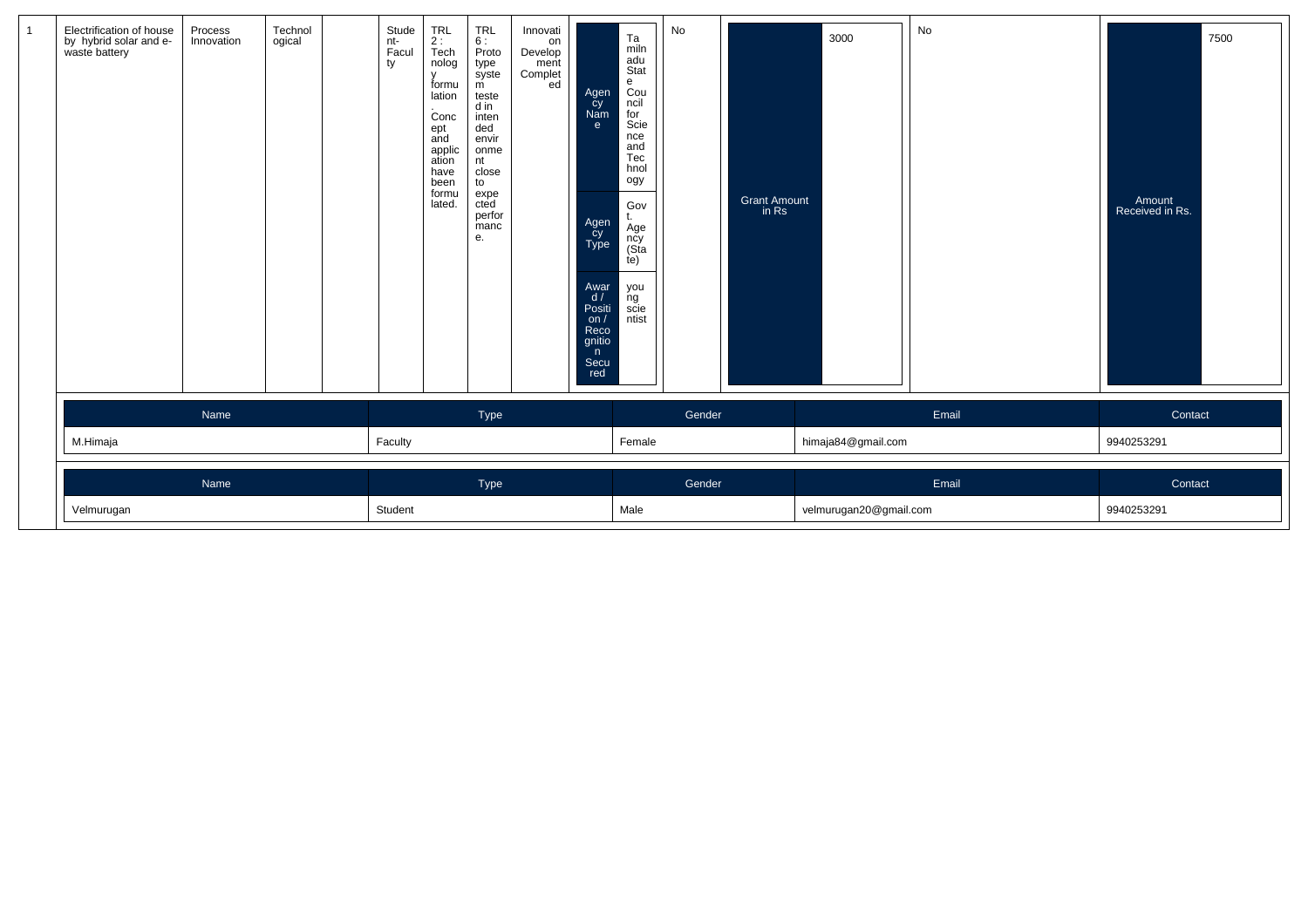| 1 | Electrification of house by hybrid solar and e-waste battery | Process Innovation | Technological | | Student-Faculty | TRL 2 : Technology formulation. Concept and application have been formulated. | TRL 6 : Prototype system tested in intended environment close to expected performance. | Innovation Development Completed | Agency Name: Tamilnadu State Council for Science and Technology; Agency Type: Govt. Agency (State); Award / Position / Recognition Secured: young scientist | No | Grant Amount in Rs: 3000 | No | Amount Received in Rs.: 7500 |
|---|---|---|---|---|---|---|---|---|---|---|---|---|---|

| Name | Type | Gender | Email | Contact |
|---|---|---|---|---|
| M.Himaja | Faculty | Female | himaja84@gmail.com | 9940253291 |

| Name | Type | Gender | Email | Contact |
|---|---|---|---|---|
| Velmurugan | Student | Male | velmurugan20@gmail.com | 9940253291 |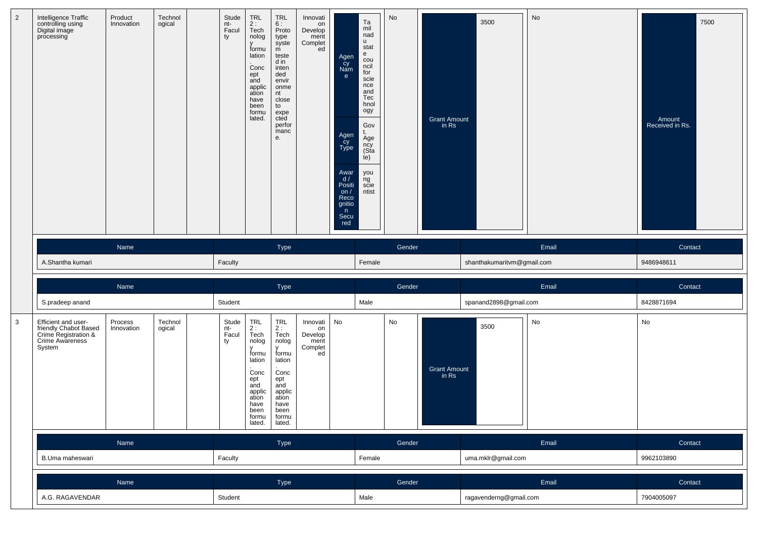| 2 | Intelligence Traffic controlling using Digital image processing | Product Innovation | Technological | | Student-Faculty | TRL 2 : Technology formulation. Concept and application have been formulated. | TRL 6 : Prototype system tested in intended environment close to expected performance. | Innovation Development Completed | Agency Name: Tamil nadu state council for science and Technology; Agency Type: Govt. Agency (State); Award / Position / Recognition Secured: young scientist | No | Grant Amount in Rs: 3500 | No | Amount Received in Rs.: 7500 |
|---|---|---|---|---|---|---|---|---|---|---|---|---|---|

| Name | Type | Gender | Email | Contact |
|---|---|---|---|---|
| A.Shantha kumari | Faculty | Female | shanthakumaritvm@gmail.com | 9486948611 |

| Name | Type | Gender | Email | Contact |
|---|---|---|---|---|
| S.pradeep anand | Student | Male | spanand2898@gmail.com | 8428871694 |

| 3 | Efficient and user-friendly Chabot Based Crime Registration & Crime Awareness System | Process Innovation | Technological | | Student-Faculty | TRL 2 : Technology formulation. Concept and application have been formulated. | TRL 2 : Technology formulation. Concept and application have been formulated. | Innovation Development Completed | No | No | Grant Amount in Rs: 3500 | No | No |
|---|---|---|---|---|---|---|---|---|---|---|---|---|---|

| Name | Type | Gender | Email | Contact |
|---|---|---|---|---|
| B.Uma maheswari | Faculty | Female | uma.mklr@gmail.com | 9962103890 |

| Name | Type | Gender | Email | Contact |
|---|---|---|---|---|
| A.G. RAGAVENDAR | Student | Male | ragavenderng@gmail.com | 7904005097 |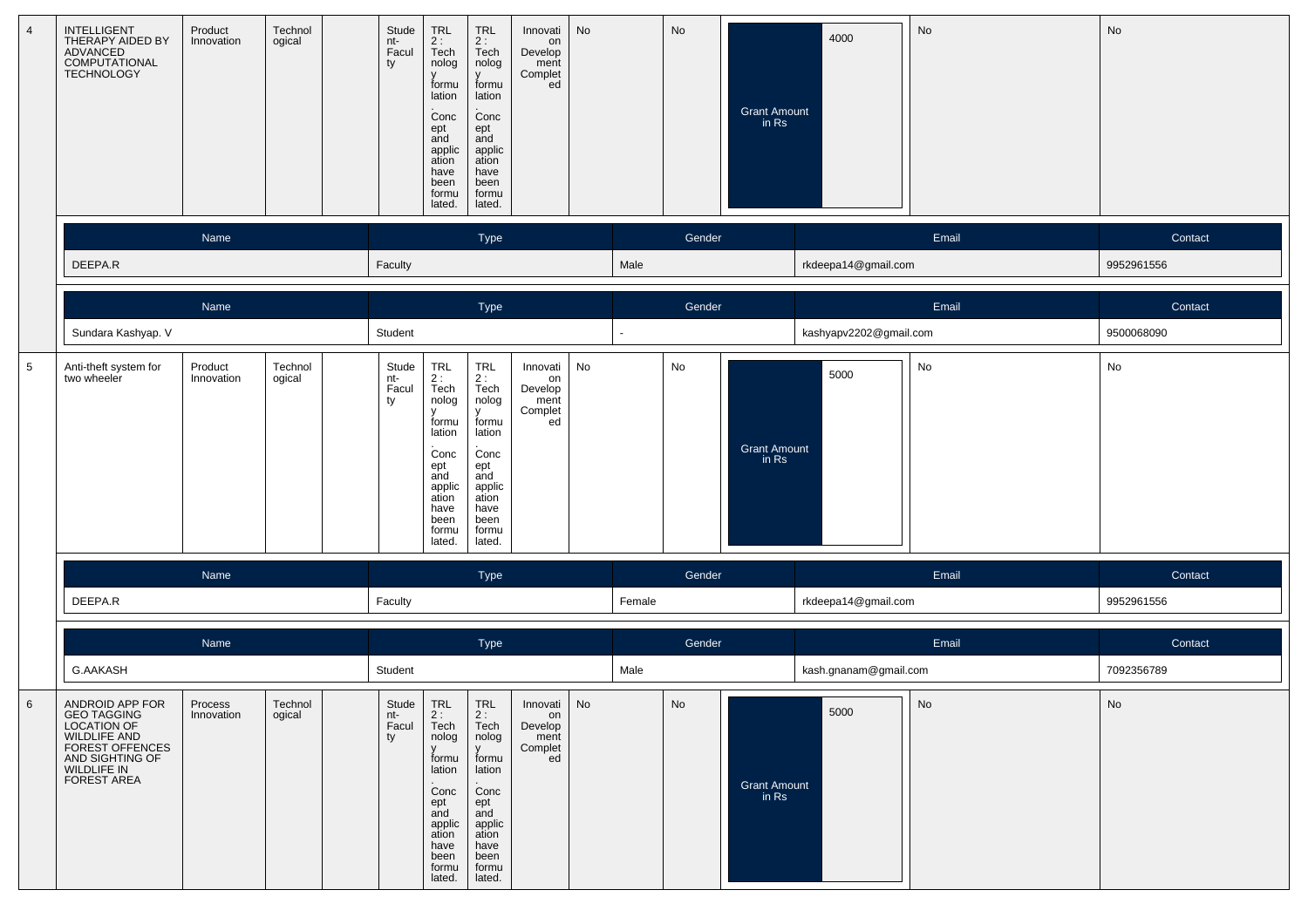| 4 | INTELLIGENT THERAPY AIDED BY ADVANCED COMPUTATIONAL TECHNOLOGY | Product Innovation | Technological | | Student-Faculty | TRL 2 : Technology formulation. Concept and application have been formulated. | TRL 2 : Technology formulation. Concept and application have been formulated. | Innovation Development Completed | No | No | Grant Amount in Rs | 4000 | No | No |
|---|---|---|---|---|---|---|---|---|---|---|---|---|---|---|

| Name | Type | Gender | Email | Contact |
|---|---|---|---|---|
| DEEPA.R | Faculty | Male | rkdeepa14@gmail.com | 9952961556 |

| Name | Type | Gender | Email | Contact |
|---|---|---|---|---|
| Sundara Kashyap. V | Student | - | kashyapv2202@gmail.com | 9500068090 |

| 5 | Anti-theft system for two wheeler | Product Innovation | Technological | | Student-Faculty | TRL 2 : Technology formulation. Concept and application have been formulated. | TRL 2 : Technology formulation. Concept and application have been formulated. | Innovation Development Completed | No | No | Grant Amount in Rs | 5000 | No | No |
|---|---|---|---|---|---|---|---|---|---|---|---|---|---|---|

| Name | Type | Gender | Email | Contact |
|---|---|---|---|---|
| DEEPA.R | Faculty | Female | rkdeepa14@gmail.com | 9952961556 |

| Name | Type | Gender | Email | Contact |
|---|---|---|---|---|
| G.AAKASH | Student | Male | kash.gnanam@gmail.com | 7092356789 |

| 6 | ANDROID APP FOR GEO TAGGING LOCATION OF WILDLIFE AND FOREST OFFENCES AND SIGHTING OF WILDLIFE IN FOREST AREA | Process Innovation | Technological | | Student-Faculty | TRL 2 : Technology formulation. Concept and application have been formulated. | TRL 2 : Technology formulation. Concept and application have been formulated. | Innovation Development Completed | No | No | Grant Amount in Rs | 5000 | No | No |
|---|---|---|---|---|---|---|---|---|---|---|---|---|---|---|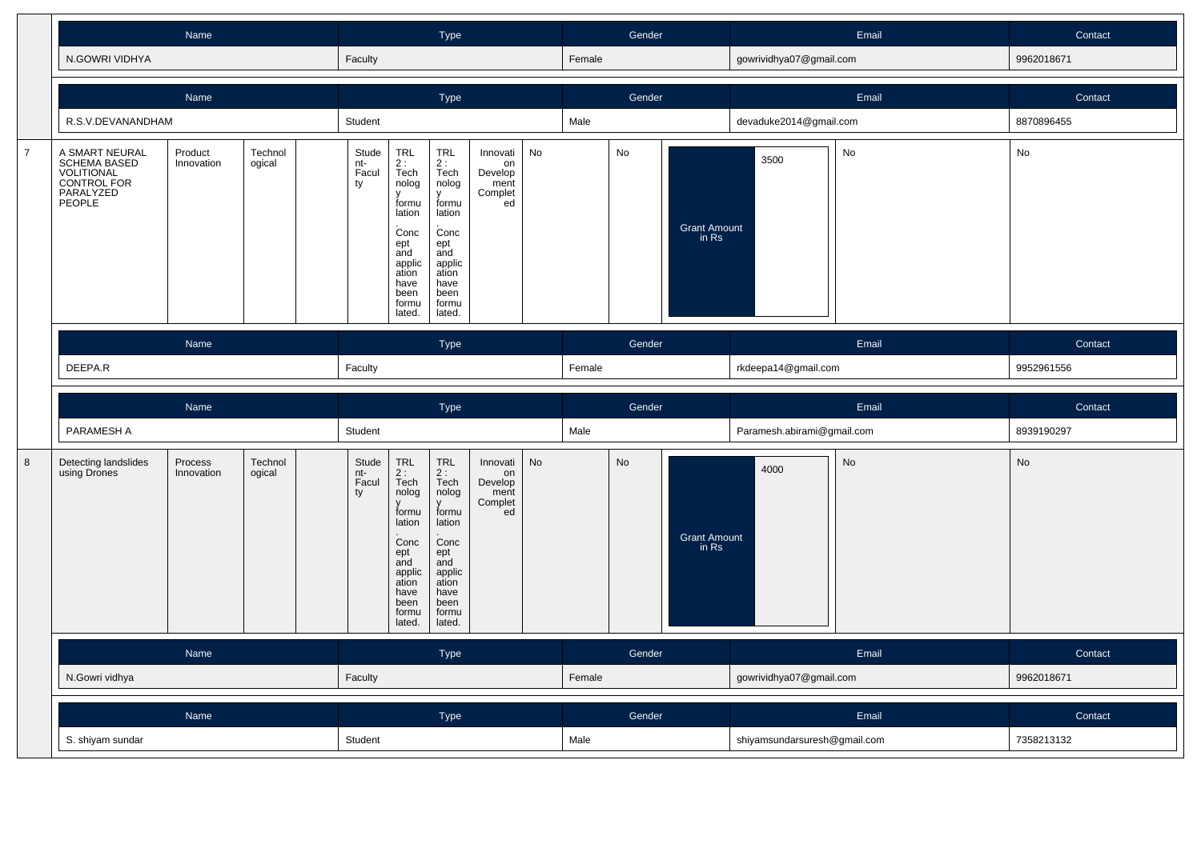| Name | Type | Gender | Email | Contact |
|---|---|---|---|---|
| N.GOWRI VIDHYA | Faculty | Female | gowrividhya07@gmail.com | 9962018671 |

| Name | Type | Gender | Email | Contact |
|---|---|---|---|---|
| R.S.V.DEVANANDHAM | Student | Male | devaduke2014@gmail.com | 8870896455 |

| 7 | A SMART NEURAL SCHEMA BASED VOLITIONAL CONTROL FOR PARALYZED PEOPLE | Product Innovation | Technological | | Student-Faculty | TRL 2 : Technology formulation. Concept and application have been formulated. | TRL 2 : Technology formulation. Concept and application have been formulated. | Innovation Development Completed | No | No | Grant Amount in Rs | 3500 | No | No |
|---|---|---|---|---|---|---|---|---|---|---|---|---|---|---|

| Name | Type | Gender | Email | Contact |
|---|---|---|---|---|
| DEEPA.R | Faculty | Female | rkdeepa14@gmail.com | 9952961556 |

| Name | Type | Gender | Email | Contact |
|---|---|---|---|---|
| PARAMESH A | Student | Male | Paramesh.abirami@gmail.com | 8939190297 |

| 8 | Detecting landslides using Drones | Process Innovation | Technological | | Student-Faculty | TRL 2 : Technology formulation. Concept and application have been formulated. | TRL 2 : Technology formulation. Concept and application have been formulated. | Innovation Development Completed | No | No | Grant Amount in Rs | 4000 | No | No |
|---|---|---|---|---|---|---|---|---|---|---|---|---|---|---|

| Name | Type | Gender | Email | Contact |
|---|---|---|---|---|
| N.Gowri vidhya | Faculty | Female | gowrividhya07@gmail.com | 9962018671 |

| Name | Type | Gender | Email | Contact |
|---|---|---|---|---|
| S. shiyam sundar | Student | Male | shiyamsundarsuresh@gmail.com | 7358213132 |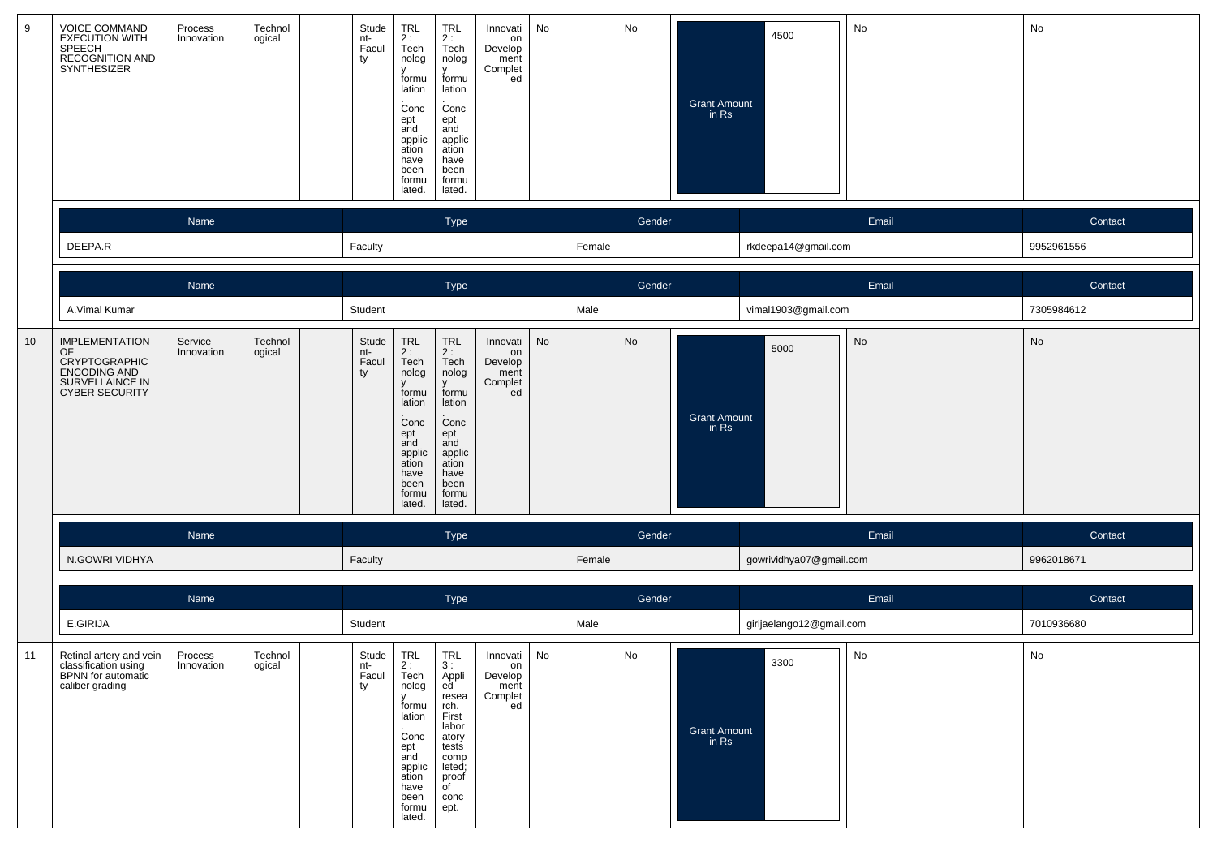| 9 | VOICE COMMAND EXECUTION WITH SPEECH RECOGNITION AND SYNTHESIZER | Process Innovation | Technological | | Student-Faculty | TRL 2 : Technology formulation. Concept and application have been formulated. | TRL 2 : Technology formulation. Concept and application have been formulated. | Innovation Development Completed | No | No | Grant Amount in Rs | 4500 | No | No |
|---|---|---|---|---|---|---|---|---|---|---|---|---|---|---|

| Name | Type | Gender | Email | Contact |
|---|---|---|---|---|
| DEEPA.R | Faculty | Female | rkdeepa14@gmail.com | 9952961556 |

| Name | Type | Gender | Email | Contact |
|---|---|---|---|---|
| A.Vimal Kumar | Student | Male | vimal1903@gmail.com | 7305984612 |

| 10 | IMPLEMENTATION OF CRYPTOGRAPHIC ENCODING AND SURVELLAINCE IN CYBER SECURITY | Service Innovation | Technological | | Student-Faculty | TRL 2 : Technology formulation. Concept and application have been formulated. | TRL 2 : Technology formulation. Concept and application have been formulated. | Innovation Development Completed | No | No | Grant Amount in Rs | 5000 | No | No |
|---|---|---|---|---|---|---|---|---|---|---|---|---|---|---|

| Name | Type | Gender | Email | Contact |
|---|---|---|---|---|
| N.GOWRI VIDHYA | Faculty | Female | gowrividhya07@gmail.com | 9962018671 |

| Name | Type | Gender | Email | Contact |
|---|---|---|---|---|
| E.GIRIJA | Student | Male | girijaelango12@gmail.com | 7010936680 |

| 11 | Retinal artery and vein classification using BPNN for automatic caliber grading | Process Innovation | Technological | | Student-Faculty | TRL 2 : Technology formulation. Concept and application have been formulated. | TRL 3 : Applied research. First laboratory tests completed; proof of concept. | Innovation Development Completed | No | No | Grant Amount in Rs | 3300 | No | No |
|---|---|---|---|---|---|---|---|---|---|---|---|---|---|---|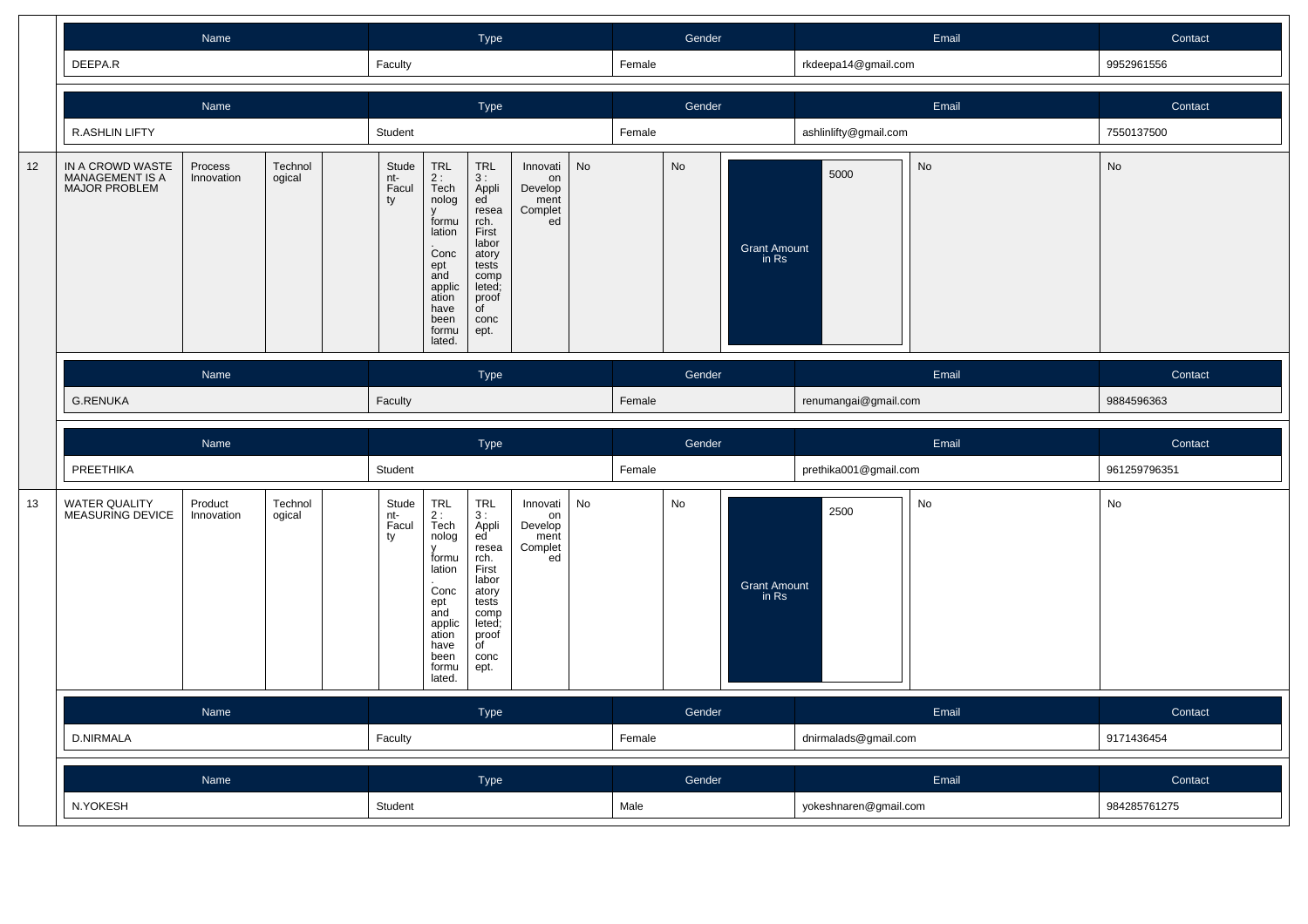| Name | Type | Gender | Email | Contact |
|---|---|---|---|---|
| DEEPA.R | Faculty | Female | rkdeepa14@gmail.com | 9952961556 |

| Name | Type | Gender | Email | Contact |
|---|---|---|---|---|
| R.ASHLIN LIFTY | Student | Female | ashlinlifty@gmail.com | 7550137500 |

| 12 | IN A CROWD WASTE MANAGEMENT IS A MAJOR PROBLEM | Process Innovation | Technological | | Student-Faculty | TRL 2 : Technology formulation. Concept and application have been formulated. | TRL 3 : Applied research. First laboratory tests completed; proof of concept. | Innovation Development Completed | No | No | Grant Amount in Rs | 5000 | No | No |
|---|---|---|---|---|---|---|---|---|---|---|---|---|---|---|

| Name | Type | Gender | Email | Contact |
|---|---|---|---|---|
| G.RENUKA | Faculty | Female | renumangai@gmail.com | 9884596363 |

| Name | Type | Gender | Email | Contact |
|---|---|---|---|---|
| PREETHIKA | Student | Female | prethika001@gmail.com | 961259796351 |

| 13 | WATER QUALITY MEASURING DEVICE | Product Innovation | Technological | | Student-Faculty | TRL 2 : Technology formulation. Concept and application have been formulated. | TRL 3 : Applied research. First laboratory tests completed; proof of concept. | Innovation Development Completed | No | No | Grant Amount in Rs | 2500 | No | No |
|---|---|---|---|---|---|---|---|---|---|---|---|---|---|---|

| Name | Type | Gender | Email | Contact |
|---|---|---|---|---|
| D.NIRMALA | Faculty | Female | dnirmalads@gmail.com | 9171436454 |

| Name | Type | Gender | Email | Contact |
|---|---|---|---|---|
| N.YOKESH | Student | Male | yokeshnaren@gmail.com | 984285761275 |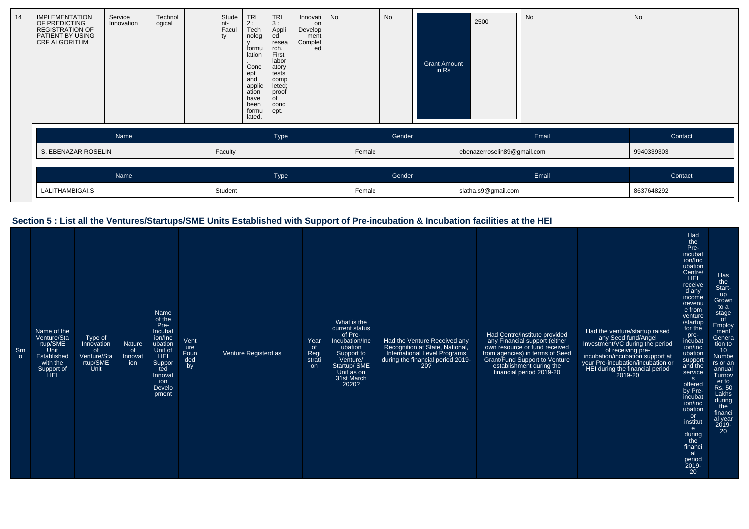| 14 | IMPLEMENTATION OF PREDICTING REGISTRATION OF PATIENT BY USING CRF ALGORITHM | Service Innovation | Technological | | Student-Faculty | TRL 2 : Technology formulation. Concept and application have been formulated. | TRL 3 : Applied research. First laboratory tests completed; proof of concept. | Innovation Development Completed | No | No | Grant Amount in Rs | 2500 | No | No |
|---|---|---|---|---|---|---|---|---|---|---|---|---|---|---|

| Name | Type | Gender | Email | Contact |
|---|---|---|---|---|
| S. EBENAZAR ROSELIN | Faculty | Female | ebenazerroselin89@gmail.com | 9940339303 |

| Name | Type | Gender | Email | Contact |
|---|---|---|---|---|
| LALITHAMBIGAI.S | Student | Female | slatha.s9@gmail.com | 8637648292 |

## Section 5 : List all the Ventures/Startups/SME Units Established with Support of Pre-incubation & Incubation facilities at the HEI

| Srno | Name of the Venture/Startup/SME Unit Established with the Support of HEI | Type of Innovation of Venture/Startup/SME Unit | Nature of Innovation | Name of the Pre-Incubation/Incubation Unit of HEI Supported Innovation Development | Venture Founded by | Venture Registerd as | Year of Registration | What is the current status of Pre-Incubation/Incubation Support to Venture/ Startup/ SME Unit as on 31st March 2020? | Had the Venture Received any Recognition at State, National, International Level Programs during the financial period 2019-20? | Had Centre/institute provided any Financial support (either own resource or fund received from agencies) in terms of Seed Grant/Fund Support to Venture establishment during the financial period 2019-20 | Had the venture/startup raised any Seed fund/Angel Investment/VC during the period of receiving pre-incubation/incubation support at your Pre-incubation/incubation or HEI during the financial period 2019-20 | Had the Pre-incubation/Incubation Centre/ HEI received any income /revenue from venture /startup for the pre-incubation/incubation support and the services offered by Pre-incubation/incubation or institute during the financial period 2019-20 | Has the Start-up Grown to a stage of Employment Generation to 10 Numbers or an annual Turnover to Rs. 50 Lakhs during the financial year 2019-20 |
|---|---|---|---|---|---|---|---|---|---|---|---|---|---|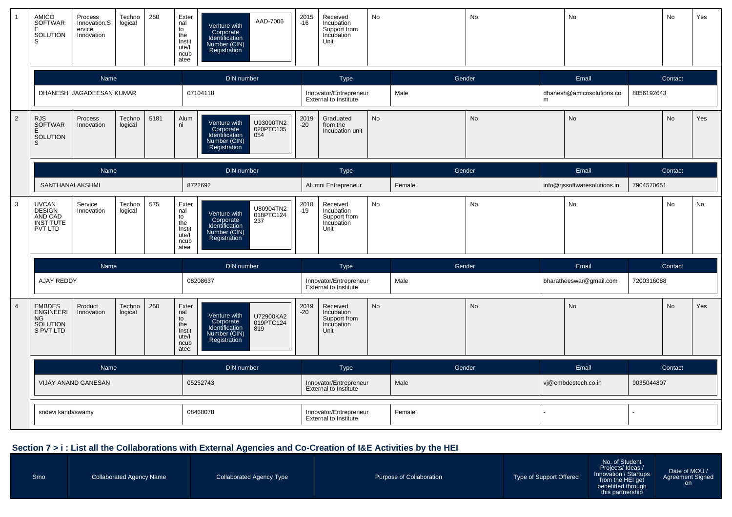| 1 | AMICO SOFTWARE SOLUTIONS | Process Innovation,Service Innovation | Technological | 250 | External to the Institute/Incubatee | Venture with Corporate Identification Number (CIN) Registration | AAD-7006 | 2015-16 | Received Incubation Support from Incubation Unit | No | No | No | No | Yes |
|---|---|---|---|---|---|---|---|---|---|---|---|---|---|---|

| Name | DIN number | Type | Gender | Email | Contact |
|---|---|---|---|---|---|
| DHANESH JAGADEESAN KUMAR | 07104118 | Innovator/Entrepreneur External to Institute | Male | dhanesh@amicosolutions.com | 8056192643 |

| 2 | RJS SOFTWARE SOLUTIONS | Process Innovation | Technological | 5181 | Alumni | Venture with Corporate Identification Number (CIN) Registration | U93090TN2020PTC135054 | 2019-20 | Graduated from the Incubation unit | No | No | No | No | Yes |
|---|---|---|---|---|---|---|---|---|---|---|---|---|---|---|

| Name | DIN number | Type | Gender | Email | Contact |
|---|---|---|---|---|---|
| SANTHANALAKSHMI | 8722692 | Alumni Entrepreneur | Female | info@rjssoftwaresolutions.in | 7904570651 |

| 3 | UVCAN DESIGN AND CAD INSTITUTE PVT LTD | Service Innovation | Technological | 575 | External to the Institute/Incubatee | Venture with Corporate Identification Number (CIN) Registration | U80904TN2018PTC124237 | 2018-19 | Received Incubation Support from Incubation Unit | No | No | No | No | No |
|---|---|---|---|---|---|---|---|---|---|---|---|---|---|---|

| Name | DIN number | Type | Gender | Email | Contact |
|---|---|---|---|---|---|
| AJAY REDDY | 08208637 | Innovator/Entrepreneur External to Institute | Male | bharatheeswar@gmail.com | 7200316088 |

| 4 | EMBDES ENGINEERING SOLUTIONS PVT LTD | Product Innovation | Technological | 250 | External to the Institute/Incubatee | Venture with Corporate Identification Number (CIN) Registration | U72900KA2019PTC124819 | 2019-20 | Received Incubation Support from Incubation Unit | No | No | No | No | Yes |
|---|---|---|---|---|---|---|---|---|---|---|---|---|---|---|

| Name | DIN number | Type | Gender | Email | Contact |
|---|---|---|---|---|---|
| VIJAY ANAND GANESAN | 05252743 | Innovator/Entrepreneur External to Institute | Male | vj@embdestech.co.in | 9035044807 |
| sridevi kandaswamy | 08468078 | Innovator/Entrepreneur External to Institute | Female | - | - |

## Section 7 > i : List all the Collaborations with External Agencies and Co-Creation of I&E Activities by the HEI

| Srno | Collaborated Agency Name | Collaborated Agency Type | Purpose of Collaboration | Type of Support Offered | No. of Student Projects/ Ideas / Innovation / Startups from the HEI get benefitted through this partnership | Date of MOU / Agreement Signed on |
|---|---|---|---|---|---|---|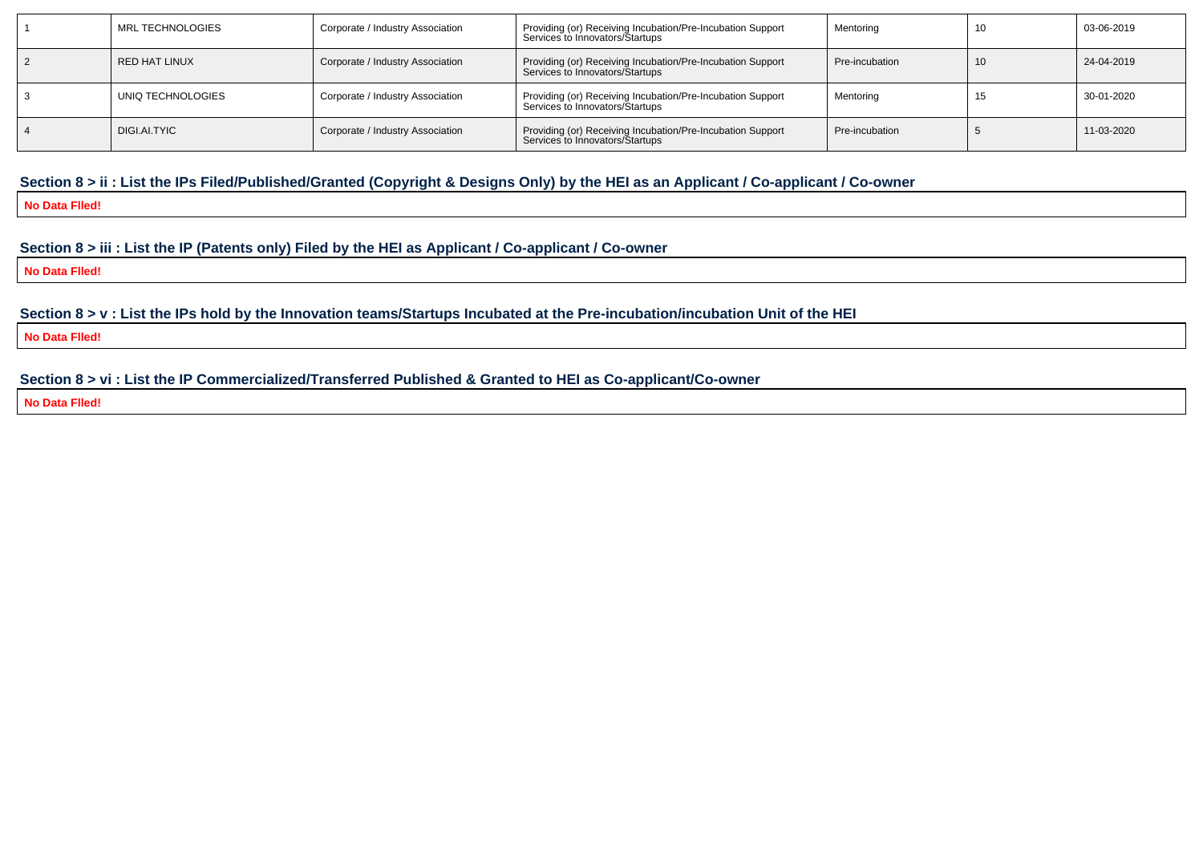| 1 | MRL TECHNOLOGIES | Corporate / Industry Association | Providing (or) Receiving Incubation/Pre-Incubation Support Services to Innovators/Startups | Mentoring | 10 | 03-06-2019 |
|---|---|---|---|---|---|---|
| 2 | RED HAT LINUX | Corporate / Industry Association | Providing (or) Receiving Incubation/Pre-Incubation Support Services to Innovators/Startups | Pre-incubation | 10 | 24-04-2019 |
| 3 | UNIQ TECHNOLOGIES | Corporate / Industry Association | Providing (or) Receiving Incubation/Pre-Incubation Support Services to Innovators/Startups | Mentoring | 15 | 30-01-2020 |
| 4 | DIGI.AI.TYIC | Corporate / Industry Association | Providing (or) Receiving Incubation/Pre-Incubation Support Services to Innovators/Startups | Pre-incubation | 5 | 11-03-2020 |

### Section 8 > ii : List the IPs Filed/Published/Granted (Copyright & Designs Only) by the HEI as an Applicant / Co-applicant / Co-owner

**No Data Flled!**

### Section 8 > iii : List the IP (Patents only) Filed by the HEI as Applicant / Co-applicant / Co-owner

**No Data Flled!**

### Section 8 > v : List the IPs hold by the Innovation teams/Startups Incubated at the Pre-incubation/incubation Unit of the HEI

**No Data Flled!**

### Section 8 > vi : List the IP Commercialized/Transferred Published & Granted to HEI as Co-applicant/Co-owner

**No Data Flled!**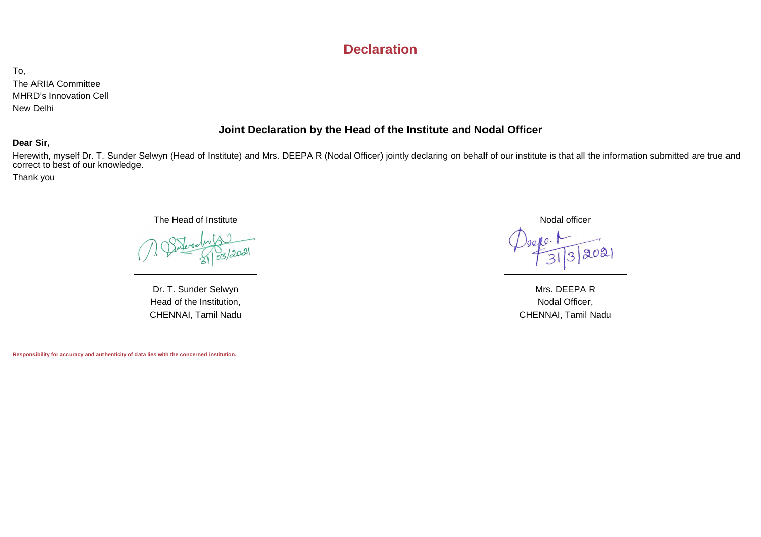# Declaration

To,
The ARIIA Committee
MHRD's Innovation Cell
New Delhi

## Joint Declaration by the Head of the Institute and Nodal Officer

**Dear Sir,**

Herewith, myself Dr. T. Sunder Selwyn (Head of Institute) and Mrs. DEEPA R (Nodal Officer) jointly declaring on behalf of our institute is that all the information submitted are true and correct to best of our knowledge.

Thank you

The Head of Institute

31/03/2021

Dr. T. Sunder Selwyn
Head of the Institution,
CHENNAI, Tamil Nadu

Nodal officer

31/3/2021

Mrs. DEEPA R
Nodal Officer,
CHENNAI, Tamil Nadu

**Responsibility for accuracy and authenticity of data lies with the concerned institution.**